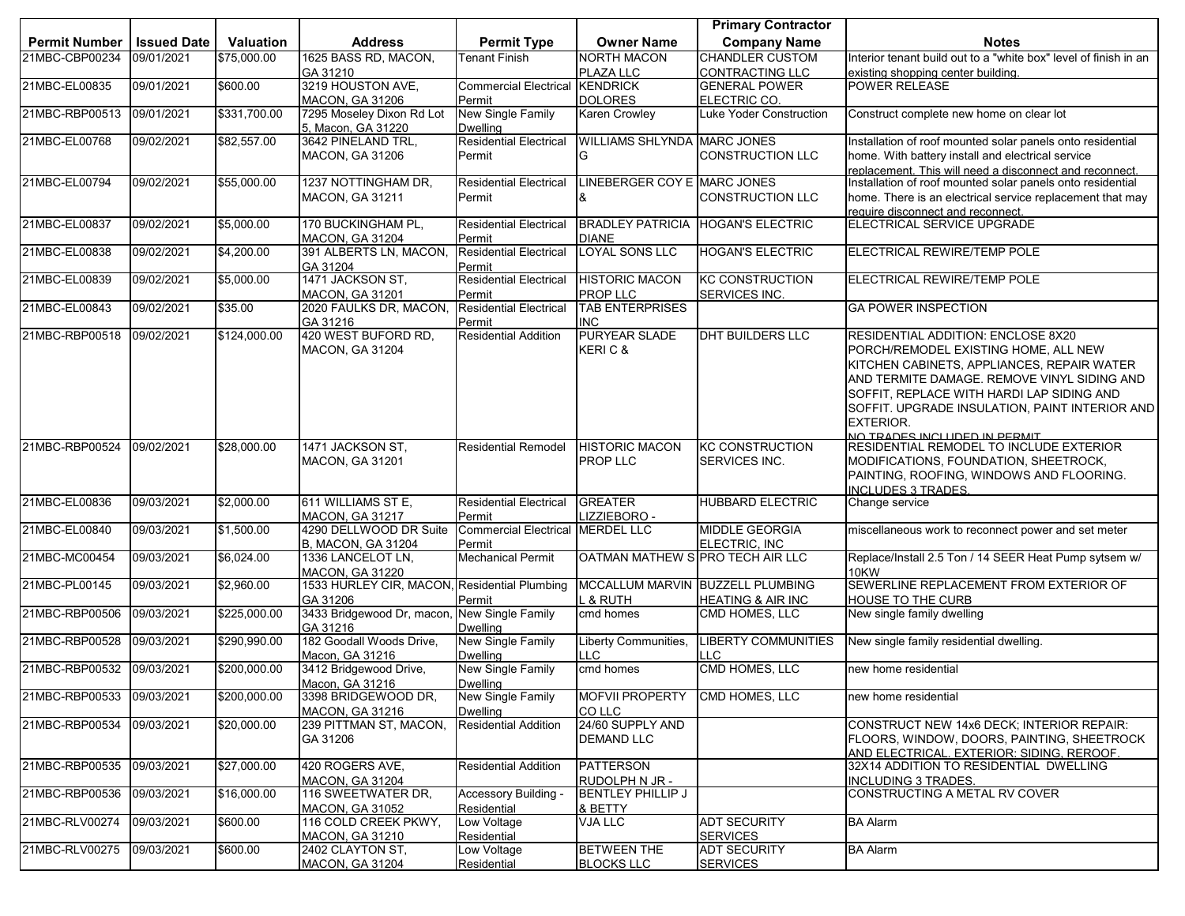| Permit Number | Issued Date | Valuation | Address | Permit Type | Owner Name | Primary Contractor Company Name | Notes |
|---|---|---|---|---|---|---|---|
| 21MBC-CBP00234 | 09/01/2021 | $75,000.00 | 1625 BASS RD, MACON, GA 31210 | Tenant Finish | NORTH MACON PLAZA LLC | CHANDLER CUSTOM CONTRACTING LLC | Interior tenant build out to a "white box" level of finish in an existing shopping center building. |
| 21MBC-EL00835 | 09/01/2021 | $600.00 | 3219 HOUSTON AVE, MACON, GA 31206 | Commercial Electrical Permit | KENDRICK DOLORES | GENERAL POWER ELECTRIC CO. | POWER RELEASE |
| 21MBC-RBP00513 | 09/01/2021 | $331,700.00 | 7295 Moseley Dixon Rd Lot 5, Macon, GA 31220 | New Single Family Dwelling | Karen Crowley | Luke Yoder Construction | Construct complete new home on clear lot |
| 21MBC-EL00768 | 09/02/2021 | $82,557.00 | 3642 PINELAND TRL, MACON, GA 31206 | Residential Electrical Permit | WILLIAMS SHLYNDA G | MARC JONES CONSTRUCTION LLC | Installation of roof mounted solar panels onto residential home. With battery install and electrical service replacement. This will need a disconnect and reconnect. |
| 21MBC-EL00794 | 09/02/2021 | $55,000.00 | 1237 NOTTINGHAM DR, MACON, GA 31211 | Residential Electrical Permit | LINEBERGER COY E & | MARC JONES CONSTRUCTION LLC | Installation of roof mounted solar panels onto residential home. There is an electrical service replacement that may require disconnect and reconnect. |
| 21MBC-EL00837 | 09/02/2021 | $5,000.00 | 170 BUCKINGHAM PL, MACON, GA 31204 | Residential Electrical Permit | BRADLEY PATRICIA DIANE | HOGAN'S ELECTRIC | ELECTRICAL SERVICE UPGRADE |
| 21MBC-EL00838 | 09/02/2021 | $4,200.00 | 391 ALBERTS LN, MACON, GA 31204 | Residential Electrical Permit | LOYAL SONS LLC | HOGAN'S ELECTRIC | ELECTRICAL REWIRE/TEMP POLE |
| 21MBC-EL00839 | 09/02/2021 | $5,000.00 | 1471 JACKSON ST, MACON, GA 31201 | Residential Electrical Permit | HISTORIC MACON PROP LLC | KC CONSTRUCTION SERVICES INC. | ELECTRICAL REWIRE/TEMP POLE |
| 21MBC-EL00843 | 09/02/2021 | $35.00 | 2020 FAULKS DR, MACON, GA 31216 | Residential Electrical Permit | TAB ENTERPRISES INC | | GA POWER INSPECTION |
| 21MBC-RBP00518 | 09/02/2021 | $124,000.00 | 420 WEST BUFORD RD, MACON, GA 31204 | Residential Addition | PURYEAR SLADE KERI C & | DHT BUILDERS LLC | RESIDENTIAL ADDITION: ENCLOSE 8X20 PORCH/REMODEL EXISTING HOME, ALL NEW KITCHEN CABINETS, APPLIANCES, REPAIR WATER AND TERMITE DAMAGE. REMOVE VINYL SIDING AND SOFFIT, REPLACE WITH HARDI LAP SIDING AND SOFFIT. UPGRADE INSULATION, PAINT INTERIOR AND EXTERIOR. NO TRADES INCLUDED IN PERMIT |
| 21MBC-RBP00524 | 09/02/2021 | $28,000.00 | 1471 JACKSON ST, MACON, GA 31201 | Residential Remodel | HISTORIC MACON PROP LLC | KC CONSTRUCTION SERVICES INC. | RESIDENTIAL REMODEL TO INCLUDE EXTERIOR MODIFICATIONS, FOUNDATION, SHEETROCK, PAINTING, ROOFING, WINDOWS AND FLOORING. INCLUDES 3 TRADES. |
| 21MBC-EL00836 | 09/03/2021 | $2,000.00 | 611 WILLIAMS ST E, MACON, GA 31217 | Residential Electrical Permit | GREATER LIZZIEBORO - | HUBBARD ELECTRIC | Change service |
| 21MBC-EL00840 | 09/03/2021 | $1,500.00 | 4290 DELLWOOD DR Suite B, MACON, GA 31204 | Commercial Electrical Permit | MERDEL LLC | MIDDLE GEORGIA ELECTRIC, INC | miscellaneous work to reconnect power and set meter |
| 21MBC-MC00454 | 09/03/2021 | $6,024.00 | 1336 LANCELOT LN, MACON, GA 31220 | Mechanical Permit | OATMAN MATHEW S | PRO TECH AIR LLC | Replace/Install 2.5 Ton / 14 SEER Heat Pump sytsem w/ 10KW |
| 21MBC-PL00145 | 09/03/2021 | $2,960.00 | 1533 HURLEY CIR, MACON, GA 31206 | Residential Plumbing Permit | MCCALLUM MARVIN L & RUTH | BUZZELL PLUMBING HEATING & AIR INC | SEWERLINE REPLACEMENT FROM EXTERIOR OF HOUSE TO THE CURB |
| 21MBC-RBP00506 | 09/03/2021 | $225,000.00 | 3433 Bridgewood Dr, macon, GA 31216 | New Single Family Dwelling | cmd homes | CMD HOMES, LLC | New single family dwelling |
| 21MBC-RBP00528 | 09/03/2021 | $290,990.00 | 182 Goodall Woods Drive, Macon, GA 31216 | New Single Family Dwelling | Liberty Communities, LLC | LIBERTY COMMUNITIES LLC | New single family residential dwelling. |
| 21MBC-RBP00532 | 09/03/2021 | $200,000.00 | 3412 Bridgewood Drive, Macon, GA 31216 | New Single Family Dwelling | cmd homes | CMD HOMES, LLC | new home residential |
| 21MBC-RBP00533 | 09/03/2021 | $200,000.00 | 3398 BRIDGEWOOD DR, MACON, GA 31216 | New Single Family Dwelling | MOFVII PROPERTY CO LLC | CMD HOMES, LLC | new home residential |
| 21MBC-RBP00534 | 09/03/2021 | $20,000.00 | 239 PITTMAN ST, MACON, GA 31206 | Residential Addition | 24/60 SUPPLY AND DEMAND LLC | | CONSTRUCT NEW 14x6 DECK; INTERIOR REPAIR: FLOORS, WINDOW, DOORS, PAINTING, SHEETROCK AND ELECTRICAL. EXTERIOR: SIDING, REROOF. |
| 21MBC-RBP00535 | 09/03/2021 | $27,000.00 | 420 ROGERS AVE, MACON, GA 31204 | Residential Addition | PATTERSON RUDOLPH N JR - | | 32X14 ADDITION TO RESIDENTIAL DWELLING INCLUDING 3 TRADES. |
| 21MBC-RBP00536 | 09/03/2021 | $16,000.00 | 116 SWEETWATER DR, MACON, GA 31052 | Accessory Building - Residential | BENTLEY PHILLIP J & BETTY | | CONSTRUCTING A METAL RV COVER |
| 21MBC-RLV00274 | 09/03/2021 | $600.00 | 116 COLD CREEK PKWY, MACON, GA 31210 | Low Voltage Residential | VJA LLC | ADT SECURITY SERVICES | BA Alarm |
| 21MBC-RLV00275 | 09/03/2021 | $600.00 | 2402 CLAYTON ST, MACON, GA 31204 | Low Voltage Residential | BETWEEN THE BLOCKS LLC | ADT SECURITY SERVICES | BA Alarm |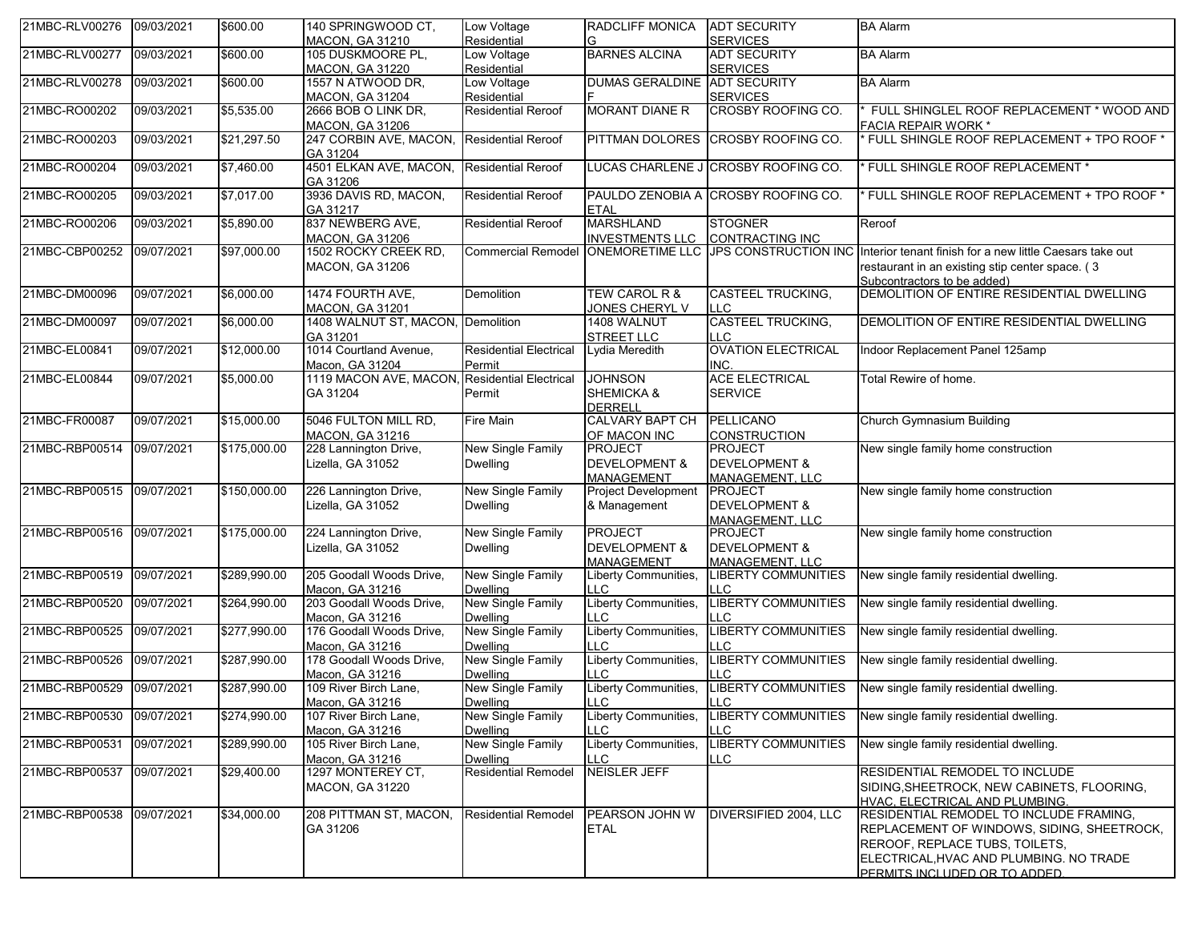| | | | | | | | |
|---|---|---|---|---|---|---|---|
| 21MBC-RLV00276 | 09/03/2021 | $600.00 | 140 SPRINGWOOD CT, MACON, GA 31210 | Low Voltage Residential | RADCLIFF MONICA G | ADT SECURITY SERVICES | BA Alarm |
| 21MBC-RLV00277 | 09/03/2021 | $600.00 | 105 DUSKMOORE PL, MACON, GA 31220 | Low Voltage Residential | BARNES ALCINA | ADT SECURITY SERVICES | BA Alarm |
| 21MBC-RLV00278 | 09/03/2021 | $600.00 | 1557 N ATWOOD DR, MACON, GA 31204 | Low Voltage Residential | DUMAS GERALDINE F | ADT SECURITY SERVICES | BA Alarm |
| 21MBC-RO00202 | 09/03/2021 | $5,535.00 | 2666 BOB O LINK DR, MACON, GA 31206 | Residential Reroof | MORANT DIANE R | CROSBY ROOFING CO. | * FULL SHINGLEL ROOF REPLACEMENT * WOOD AND FACIA REPAIR WORK * |
| 21MBC-RO00203 | 09/03/2021 | $21,297.50 | 247 CORBIN AVE, MACON, GA 31204 | Residential Reroof | PITTMAN DOLORES | CROSBY ROOFING CO. | * FULL SHINGLE ROOF REPLACEMENT + TPO ROOF * |
| 21MBC-RO00204 | 09/03/2021 | $7,460.00 | 4501 ELKAN AVE, MACON, GA 31206 | Residential Reroof | LUCAS CHARLENE J | CROSBY ROOFING CO. | * FULL SHINGLE ROOF REPLACEMENT * |
| 21MBC-RO00205 | 09/03/2021 | $7,017.00 | 3936 DAVIS RD, MACON, GA 31217 | Residential Reroof | PAULDO ZENOBIA A ETAL | CROSBY ROOFING CO. | * FULL SHINGLE ROOF REPLACEMENT + TPO ROOF * |
| 21MBC-RO00206 | 09/03/2021 | $5,890.00 | 837 NEWBERG AVE, MACON, GA 31206 | Residential Reroof | MARSHLAND INVESTMENTS LLC | STOGNER CONTRACTING INC | Reroof |
| 21MBC-CBP00252 | 09/07/2021 | $97,000.00 | 1502 ROCKY CREEK RD, MACON, GA 31206 | Commercial Remodel | ONEMORETIME LLC | JPS CONSTRUCTION INC | Interior tenant finish for a new little Caesars take out restaurant in an existing stip center space. ( 3 Subcontractors to be added) |
| 21MBC-DM00096 | 09/07/2021 | $6,000.00 | 1474 FOURTH AVE, MACON, GA 31201 | Demolition | TEW CAROL R & JONES CHERYL V | CASTEEL TRUCKING, LLC | DEMOLITION OF ENTIRE RESIDENTIAL DWELLING |
| 21MBC-DM00097 | 09/07/2021 | $6,000.00 | 1408 WALNUT ST, MACON, GA 31201 | Demolition | 1408 WALNUT STREET LLC | CASTEEL TRUCKING, LLC | DEMOLITION OF ENTIRE RESIDENTIAL DWELLING |
| 21MBC-EL00841 | 09/07/2021 | $12,000.00 | 1014 Courtland Avenue, Macon, GA 31204 | Residential Electrical Permit | Lydia Meredith | OVATION ELECTRICAL INC. | Indoor Replacement Panel 125amp |
| 21MBC-EL00844 | 09/07/2021 | $5,000.00 | 1119 MACON AVE, MACON, GA 31204 | Residential Electrical Permit | JOHNSON SHEMICKA & DERRELL | ACE ELECTRICAL SERVICE | Total Rewire of home. |
| 21MBC-FR00087 | 09/07/2021 | $15,000.00 | 5046 FULTON MILL RD, MACON, GA 31216 | Fire Main | CALVARY BAPT CH OF MACON INC | PELLICANO CONSTRUCTION | Church Gymnasium Building |
| 21MBC-RBP00514 | 09/07/2021 | $175,000.00 | 228 Lannington Drive, Lizella, GA 31052 | New Single Family Dwelling | PROJECT DEVELOPMENT & MANAGEMENT | PROJECT DEVELOPMENT & MANAGEMENT, LLC | New single family home construction |
| 21MBC-RBP00515 | 09/07/2021 | $150,000.00 | 226 Lannington Drive, Lizella, GA 31052 | New Single Family Dwelling | Project Development & Management | PROJECT DEVELOPMENT & MANAGEMENT, LLC | New single family home construction |
| 21MBC-RBP00516 | 09/07/2021 | $175,000.00 | 224 Lannington Drive, Lizella, GA 31052 | New Single Family Dwelling | PROJECT DEVELOPMENT & MANAGEMENT | PROJECT DEVELOPMENT & MANAGEMENT, LLC | New single family home construction |
| 21MBC-RBP00519 | 09/07/2021 | $289,990.00 | 205 Goodall Woods Drive, Macon, GA 31216 | New Single Family Dwelling | Liberty Communities, LLC | LIBERTY COMMUNITIES LLC | New single family residential dwelling. |
| 21MBC-RBP00520 | 09/07/2021 | $264,990.00 | 203 Goodall Woods Drive, Macon, GA 31216 | New Single Family Dwelling | Liberty Communities, LLC | LIBERTY COMMUNITIES LLC | New single family residential dwelling. |
| 21MBC-RBP00525 | 09/07/2021 | $277,990.00 | 176 Goodall Woods Drive, Macon, GA 31216 | New Single Family Dwelling | Liberty Communities, LLC | LIBERTY COMMUNITIES LLC | New single family residential dwelling. |
| 21MBC-RBP00526 | 09/07/2021 | $287,990.00 | 178 Goodall Woods Drive, Macon, GA 31216 | New Single Family Dwelling | Liberty Communities, LLC | LIBERTY COMMUNITIES LLC | New single family residential dwelling. |
| 21MBC-RBP00529 | 09/07/2021 | $287,990.00 | 109 River Birch Lane, Macon, GA 31216 | New Single Family Dwelling | Liberty Communities, LLC | LIBERTY COMMUNITIES LLC | New single family residential dwelling. |
| 21MBC-RBP00530 | 09/07/2021 | $274,990.00 | 107 River Birch Lane, Macon, GA 31216 | New Single Family Dwelling | Liberty Communities, LLC | LIBERTY COMMUNITIES LLC | New single family residential dwelling. |
| 21MBC-RBP00531 | 09/07/2021 | $289,990.00 | 105 River Birch Lane, Macon, GA 31216 | New Single Family Dwelling | Liberty Communities, LLC | LIBERTY COMMUNITIES LLC | New single family residential dwelling. |
| 21MBC-RBP00537 | 09/07/2021 | $29,400.00 | 1297 MONTEREY CT, MACON, GA 31220 | Residential Remodel | NEISLER JEFF | | RESIDENTIAL REMODEL TO INCLUDE SIDING,SHEETROCK, NEW CABINETS, FLOORING, HVAC, ELECTRICAL AND PLUMBING. |
| 21MBC-RBP00538 | 09/07/2021 | $34,000.00 | 208 PITTMAN ST, MACON, GA 31206 | Residential Remodel | PEARSON JOHN W ETAL | DIVERSIFIED 2004, LLC | RESIDENTIAL REMODEL TO INCLUDE FRAMING, REPLACEMENT OF WINDOWS, SIDING, SHEETROCK, REROOF, REPLACE TUBS, TOILETS, ELECTRICAL,HVAC AND PLUMBING. NO TRADE PERMITS INCLUDED OR TO ADDED. |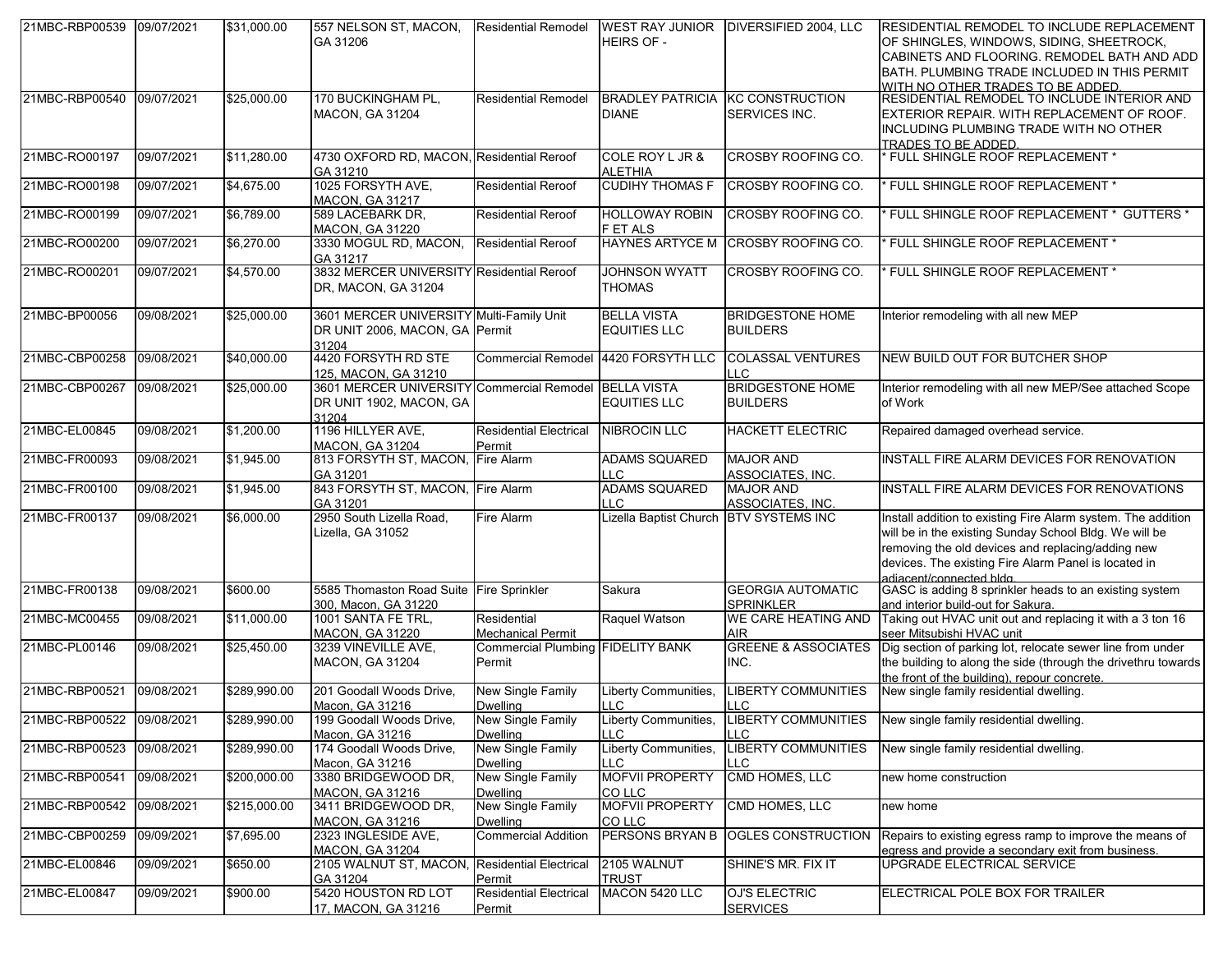| | | | | | | | |
|---|---|---|---|---|---|---|---|
| 21MBC-RBP00539 | 09/07/2021 | $31,000.00 | 557 NELSON ST, MACON, GA 31206 | Residential Remodel | WEST RAY JUNIOR HEIRS OF - | DIVERSIFIED 2004, LLC | RESIDENTIAL REMODEL TO INCLUDE REPLACEMENT OF SHINGLES, WINDOWS, SIDING, SHEETROCK, CABINETS AND FLOORING. REMODEL BATH AND ADD BATH. PLUMBING TRADE INCLUDED IN THIS PERMIT WITH NO OTHER TRADES TO BE ADDED. |
| 21MBC-RBP00540 | 09/07/2021 | $25,000.00 | 170 BUCKINGHAM PL, MACON, GA 31204 | Residential Remodel | BRADLEY PATRICIA DIANE | KC CONSTRUCTION SERVICES INC. | RESIDENTIAL REMODEL TO INCLUDE INTERIOR AND EXTERIOR REPAIR. WITH REPLACEMENT OF ROOF. INCLUDING PLUMBING TRADE WITH NO OTHER TRADES TO BE ADDED. |
| 21MBC-RO00197 | 09/07/2021 | $11,280.00 | 4730 OXFORD RD, MACON, GA 31210 | Residential Reroof | COLE ROY L JR & ALETHIA | CROSBY ROOFING CO. | * FULL SHINGLE ROOF REPLACEMENT * |
| 21MBC-RO00198 | 09/07/2021 | $4,675.00 | 1025 FORSYTH AVE, MACON, GA 31217 | Residential Reroof | CUDIHY THOMAS F | CROSBY ROOFING CO. | * FULL SHINGLE ROOF REPLACEMENT * |
| 21MBC-RO00199 | 09/07/2021 | $6,789.00 | 589 LACEBARK DR, MACON, GA 31220 | Residential Reroof | HOLLOWAY ROBIN F ET ALS | CROSBY ROOFING CO. | * FULL SHINGLE ROOF REPLACEMENT * GUTTERS * |
| 21MBC-RO00200 | 09/07/2021 | $6,270.00 | 3330 MOGUL RD, MACON, GA 31217 | Residential Reroof | HAYNES ARTYCE M | CROSBY ROOFING CO. | * FULL SHINGLE ROOF REPLACEMENT * |
| 21MBC-RO00201 | 09/07/2021 | $4,570.00 | 3832 MERCER UNIVERSITY DR, MACON, GA 31204 | Residential Reroof | JOHNSON WYATT THOMAS | CROSBY ROOFING CO. | * FULL SHINGLE ROOF REPLACEMENT * |
| 21MBC-BP00056 | 09/08/2021 | $25,000.00 | 3601 MERCER UNIVERSITY DR UNIT 2006, MACON, GA 31204 | Multi-Family Unit Permit | BELLA VISTA EQUITIES LLC | BRIDGESTONE HOME BUILDERS | Interior remodeling with all new MEP |
| 21MBC-CBP00258 | 09/08/2021 | $40,000.00 | 4420 FORSYTH RD STE 125, MACON, GA 31210 | Commercial Remodel | 4420 FORSYTH LLC | COLASSAL VENTURES LLC | NEW BUILD OUT FOR BUTCHER SHOP |
| 21MBC-CBP00267 | 09/08/2021 | $25,000.00 | 3601 MERCER UNIVERSITY DR UNIT 1902, MACON, GA 31204 | Commercial Remodel | BELLA VISTA EQUITIES LLC | BRIDGESTONE HOME BUILDERS | Interior remodeling with all new MEP/See attached Scope of Work |
| 21MBC-EL00845 | 09/08/2021 | $1,200.00 | 1196 HILLYER AVE, MACON, GA 31204 | Residential Electrical Permit | NIBROCIN LLC | HACKETT ELECTRIC | Repaired damaged overhead service. |
| 21MBC-FR00093 | 09/08/2021 | $1,945.00 | 813 FORSYTH ST, MACON, GA 31201 | Fire Alarm | ADAMS SQUARED LLC | MAJOR AND ASSOCIATES, INC. | INSTALL FIRE ALARM DEVICES FOR RENOVATION |
| 21MBC-FR00100 | 09/08/2021 | $1,945.00 | 843 FORSYTH ST, MACON, GA 31201 | Fire Alarm | ADAMS SQUARED LLC | MAJOR AND ASSOCIATES, INC. | INSTALL FIRE ALARM DEVICES FOR RENOVATIONS |
| 21MBC-FR00137 | 09/08/2021 | $6,000.00 | 2950 South Lizella Road, Lizella, GA 31052 | Fire Alarm | Lizella Baptist Church | BTV SYSTEMS INC | Install addition to existing Fire Alarm system. The addition will be in the existing Sunday School Bldg. We will be removing the old devices and replacing/adding new devices. The existing Fire Alarm Panel is located in adjacent/connected bldg. |
| 21MBC-FR00138 | 09/08/2021 | $600.00 | 5585 Thomaston Road Suite 300, Macon, GA 31220 | Fire Sprinkler | Sakura | GEORGIA AUTOMATIC SPRINKLER | GASC is adding 8 sprinkler heads to an existing system and interior build-out for Sakura. |
| 21MBC-MC00455 | 09/08/2021 | $11,000.00 | 1001 SANTA FE TRL, MACON, GA 31220 | Residential Mechanical Permit | Raquel Watson | WE CARE HEATING AND AIR | Taking out HVAC unit out and replacing it with a 3 ton 16 seer Mitsubishi HVAC unit |
| 21MBC-PL00146 | 09/08/2021 | $25,450.00 | 3239 VINEVILLE AVE, MACON, GA 31204 | Commercial Plumbing Permit | FIDELITY BANK | GREENE & ASSOCIATES INC. | Dig section of parking lot, relocate sewer line from under the building to along the side (through the drivethru towards the front of the building), repour concrete. |
| 21MBC-RBP00521 | 09/08/2021 | $289,990.00 | 201 Goodall Woods Drive, Macon, GA 31216 | New Single Family Dwelling | Liberty Communities, LLC | LIBERTY COMMUNITIES LLC | New single family residential dwelling. |
| 21MBC-RBP00522 | 09/08/2021 | $289,990.00 | 199 Goodall Woods Drive, Macon, GA 31216 | New Single Family Dwelling | Liberty Communities, LLC | LIBERTY COMMUNITIES LLC | New single family residential dwelling. |
| 21MBC-RBP00523 | 09/08/2021 | $289,990.00 | 174 Goodall Woods Drive, Macon, GA 31216 | New Single Family Dwelling | Liberty Communities, LLC | LIBERTY COMMUNITIES LLC | New single family residential dwelling. |
| 21MBC-RBP00541 | 09/08/2021 | $200,000.00 | 3380 BRIDGEWOOD DR, MACON, GA 31216 | New Single Family Dwelling | MOFVII PROPERTY CO LLC | CMD HOMES, LLC | new home construction |
| 21MBC-RBP00542 | 09/08/2021 | $215,000.00 | 3411 BRIDGEWOOD DR, MACON, GA 31216 | New Single Family Dwelling | MOFVII PROPERTY CO LLC | CMD HOMES, LLC | new home |
| 21MBC-CBP00259 | 09/09/2021 | $7,695.00 | 2323 INGLESIDE AVE, MACON, GA 31204 | Commercial Addition | PERSONS BRYAN B | OGLES CONSTRUCTION | Repairs to existing egress ramp to improve the means of egress and provide a secondary exit from business. |
| 21MBC-EL00846 | 09/09/2021 | $650.00 | 2105 WALNUT ST, MACON, GA 31204 | Residential Electrical Permit | 2105 WALNUT TRUST | SHINE'S MR. FIX IT | UPGRADE ELECTRICAL SERVICE |
| 21MBC-EL00847 | 09/09/2021 | $900.00 | 5420 HOUSTON RD LOT 17, MACON, GA 31216 | Residential Electrical Permit | MACON 5420 LLC | OJ'S ELECTRIC SERVICES | ELECTRICAL POLE BOX FOR TRAILER |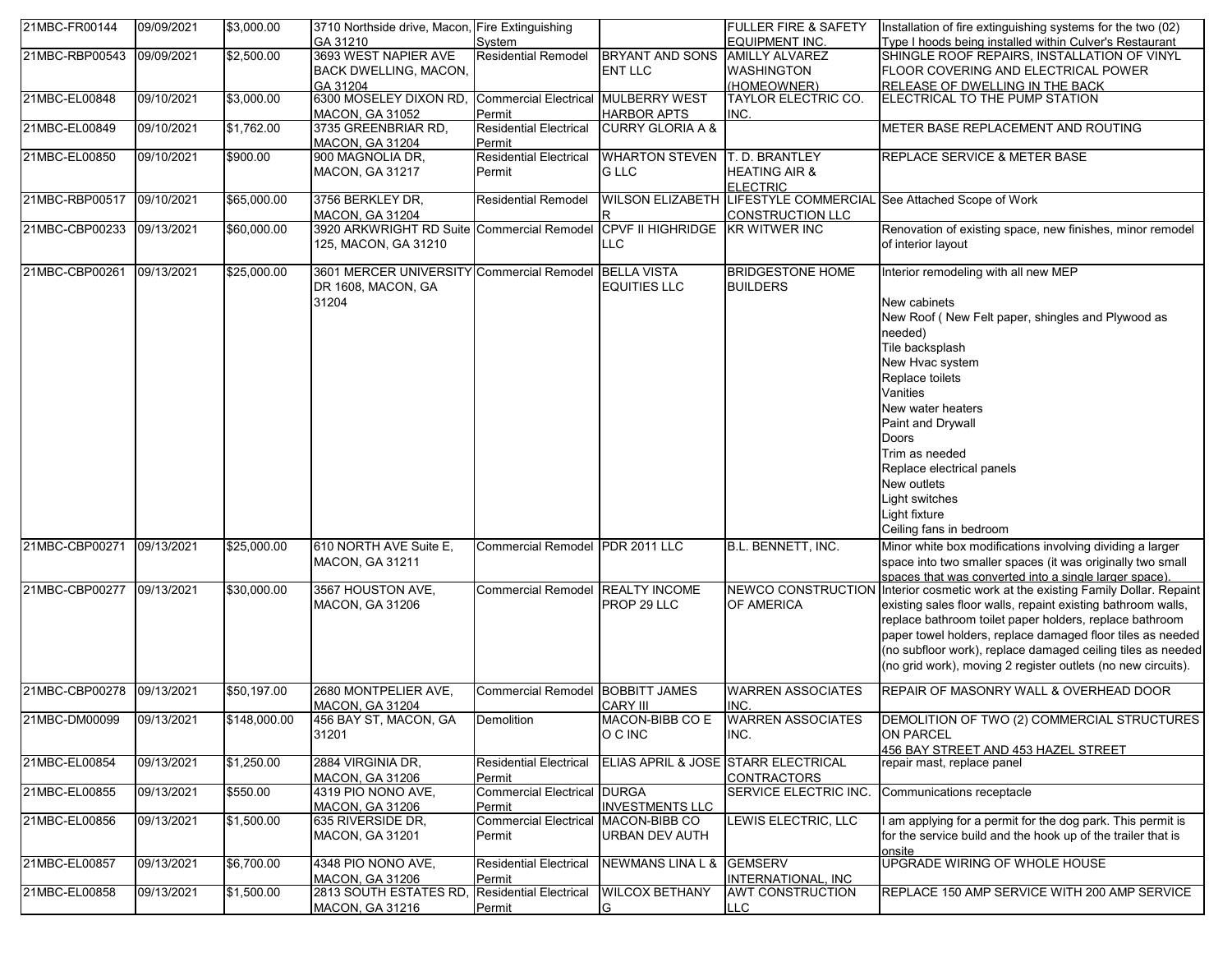| | | | | | | | |
|---|---|---|---|---|---|---|---|
| 21MBC-FR00144 | 09/09/2021 | $3,000.00 | 3710 Northside drive, Macon, GA 31210 | Fire Extinguishing System | | FULLER FIRE & SAFETY EQUIPMENT INC. | Installation of fire extinguishing systems for the two (02) Type I hoods being installed within Culver's Restaurant |
| 21MBC-RBP00543 | 09/09/2021 | $2,500.00 | 3693 WEST NAPIER AVE BACK DWELLING, MACON, GA 31204 | Residential Remodel | BRYANT AND SONS ENT LLC | AMILLY ALVAREZ WASHINGTON (HOMEOWNER) | SHINGLE ROOF REPAIRS, INSTALLATION OF VINYL FLOOR COVERING AND ELECTRICAL POWER RELEASE OF DWELLING IN THE BACK |
| 21MBC-EL00848 | 09/10/2021 | $3,000.00 | 6300 MOSELEY DIXON RD, MACON, GA 31052 | Commercial Electrical Permit | MULBERRY WEST HARBOR APTS | TAYLOR ELECTRIC CO. INC. | ELECTRICAL TO THE PUMP STATION |
| 21MBC-EL00849 | 09/10/2021 | $1,762.00 | 3735 GREENBRIAR RD, MACON, GA 31204 | Residential Electrical Permit | CURRY GLORIA A & | | METER BASE REPLACEMENT AND ROUTING |
| 21MBC-EL00850 | 09/10/2021 | $900.00 | 900 MAGNOLIA DR, MACON, GA 31217 | Residential Electrical Permit | WHARTON STEVEN G LLC | T. D. BRANTLEY HEATING AIR & ELECTRIC | REPLACE SERVICE & METER BASE |
| 21MBC-RBP00517 | 09/10/2021 | $65,000.00 | 3756 BERKLEY DR, MACON, GA 31204 | Residential Remodel | WILSON ELIZABETH R | LIFESTYLE COMMERCIAL CONSTRUCTION LLC | See Attached Scope of Work |
| 21MBC-CBP00233 | 09/13/2021 | $60,000.00 | 3920 ARKWRIGHT RD Suite 125, MACON, GA 31210 | Commercial Remodel | CPVF II HIGHRIDGE LLC | KR WITWER INC | Renovation of existing space, new finishes, minor remodel of interior layout |
| 21MBC-CBP00261 | 09/13/2021 | $25,000.00 | 3601 MERCER UNIVERSITY DR 1608, MACON, GA 31204 | Commercial Remodel | BELLA VISTA EQUITIES LLC | BRIDGESTONE HOME BUILDERS | Interior remodeling with all new MEP<br><br>New cabinets<br>New Roof ( New Felt paper, shingles and Plywood as needed)<br>Tile backsplash<br>New Hvac system<br>Replace toilets<br>Vanities<br>New water heaters<br>Paint and Drywall<br>Doors<br>Trim as needed<br>Replace electrical panels<br>New outlets<br>Light switches<br>Light fixture<br>Ceiling fans in bedroom |
| 21MBC-CBP00271 | 09/13/2021 | $25,000.00 | 610 NORTH AVE Suite E, MACON, GA 31211 | Commercial Remodel | PDR 2011 LLC | B.L. BENNETT, INC. | Minor white box modifications involving dividing a larger space into two smaller spaces (it was originally two small spaces that was converted into a single larger space). |
| 21MBC-CBP00277 | 09/13/2021 | $30,000.00 | 3567 HOUSTON AVE, MACON, GA 31206 | Commercial Remodel | REALTY INCOME PROP 29 LLC | NEWCO CONSTRUCTION OF AMERICA | Interior cosmetic work at the existing Family Dollar. Repaint existing sales floor walls, repaint existing bathroom walls, replace bathroom toilet paper holders, replace bathroom paper towel holders, replace damaged floor tiles as needed (no subfloor work), replace damaged ceiling tiles as needed (no grid work), moving 2 register outlets (no new circuits). |
| 21MBC-CBP00278 | 09/13/2021 | $50,197.00 | 2680 MONTPELIER AVE, MACON, GA 31204 | Commercial Remodel | BOBBITT JAMES CARY III | WARREN ASSOCIATES INC. | REPAIR OF MASONRY WALL & OVERHEAD DOOR |
| 21MBC-DM00099 | 09/13/2021 | $148,000.00 | 456 BAY ST, MACON, GA 31201 | Demolition | MACON-BIBB CO E O C INC | WARREN ASSOCIATES INC. | DEMOLITION OF TWO (2) COMMERCIAL STRUCTURES ON PARCEL<br>456 BAY STREET AND 453 HAZEL STREET |
| 21MBC-EL00854 | 09/13/2021 | $1,250.00 | 2884 VIRGINIA DR, MACON, GA 31206 | Residential Electrical Permit | ELIAS APRIL & JOSE | STARR ELECTRICAL CONTRACTORS | repair mast, replace panel |
| 21MBC-EL00855 | 09/13/2021 | $550.00 | 4319 PIO NONO AVE, MACON, GA 31206 | Commercial Electrical Permit | DURGA INVESTMENTS LLC | SERVICE ELECTRIC INC. | Communications receptacle |
| 21MBC-EL00856 | 09/13/2021 | $1,500.00 | 635 RIVERSIDE DR, MACON, GA 31201 | Commercial Electrical Permit | MACON-BIBB CO URBAN DEV AUTH | LEWIS ELECTRIC, LLC | I am applying for a permit for the dog park. This permit is for the service build and the hook up of the trailer that is onsite |
| 21MBC-EL00857 | 09/13/2021 | $6,700.00 | 4348 PIO NONO AVE, MACON, GA 31206 | Residential Electrical Permit | NEWMANS LINA L & | GEMSERV INTERNATIONAL, INC | UPGRADE WIRING OF WHOLE HOUSE |
| 21MBC-EL00858 | 09/13/2021 | $1,500.00 | 2813 SOUTH ESTATES RD, MACON, GA 31216 | Residential Electrical Permit | WILCOX BETHANY G | AWT CONSTRUCTION LLC | REPLACE 150 AMP SERVICE WITH 200 AMP SERVICE |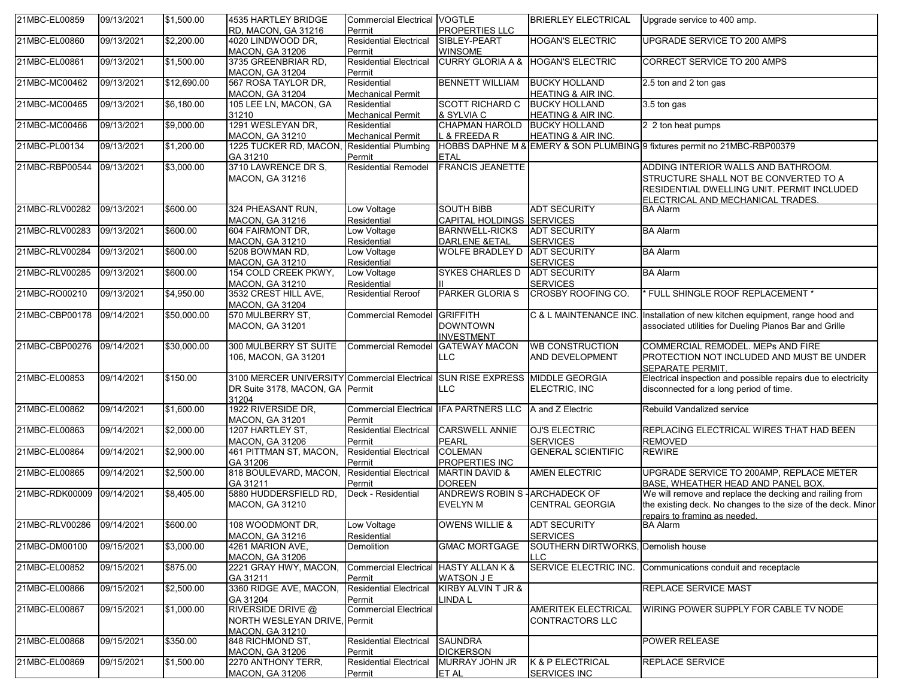| | | | | | | | | |
|---|---|---|---|---|---|---|---|---|
| 21MBC-EL00859 | 09/13/2021 | $1,500.00 | 4535 HARTLEY BRIDGE RD, MACON, GA 31216 | Commercial Electrical Permit | VOGTLE PROPERTIES LLC | BRIERLEY ELECTRICAL | Upgrade service to 400 amp. |
| 21MBC-EL00860 | 09/13/2021 | $2,200.00 | 4020 LINDWOOD DR, MACON, GA 31206 | Residential Electrical Permit | SIBLEY-PEART WINSOME | HOGAN'S ELECTRIC | UPGRADE SERVICE TO 200 AMPS |
| 21MBC-EL00861 | 09/13/2021 | $1,500.00 | 3735 GREENBRIAR RD, MACON, GA 31204 | Residential Electrical Permit | CURRY GLORIA A & | HOGAN'S ELECTRIC | CORRECT SERVICE TO 200 AMPS |
| 21MBC-MC00462 | 09/13/2021 | $12,690.00 | 567 ROSA TAYLOR DR, MACON, GA 31204 | Residential Mechanical Permit | BENNETT WILLIAM | BUCKY HOLLAND HEATING & AIR INC. | 2.5 ton and 2 ton gas |
| 21MBC-MC00465 | 09/13/2021 | $6,180.00 | 105 LEE LN, MACON, GA 31210 | Residential Mechanical Permit | SCOTT RICHARD C & SYLVIA C | BUCKY HOLLAND HEATING & AIR INC. | 3.5 ton gas |
| 21MBC-MC00466 | 09/13/2021 | $9,000.00 | 1291 WESLEYAN DR, MACON, GA 31210 | Residential Mechanical Permit | CHAPMAN HAROLD L & FREEDA R | BUCKY HOLLAND HEATING & AIR INC. | 2 2 ton heat pumps |
| 21MBC-PL00134 | 09/13/2021 | $1,200.00 | 1225 TUCKER RD, MACON, GA 31210 | Residential Plumbing Permit | HOBBS DAPHNE M & ETAL | EMERY & SON PLUMBING | 9 fixtures permit no 21MBC-RBP00379 |
| 21MBC-RBP00544 | 09/13/2021 | $3,000.00 | 3710 LAWRENCE DR S, MACON, GA 31216 | Residential Remodel | FRANCIS JEANETTE | | ADDING INTERIOR WALLS AND BATHROOM. STRUCTURE SHALL NOT BE CONVERTED TO A RESIDENTIAL DWELLING UNIT. PERMIT INCLUDED ELECTRICAL AND MECHANICAL TRADES. |
| 21MBC-RLV00282 | 09/13/2021 | $600.00 | 324 PHEASANT RUN, MACON, GA 31216 | Low Voltage Residential | SOUTH BIBB CAPITAL HOLDINGS | ADT SECURITY SERVICES | BA Alarm |
| 21MBC-RLV00283 | 09/13/2021 | $600.00 | 604 FAIRMONT DR, MACON, GA 31210 | Low Voltage Residential | BARNWELL-RICKS DARLENE &ETAL | ADT SECURITY SERVICES | BA Alarm |
| 21MBC-RLV00284 | 09/13/2021 | $600.00 | 5208 BOWMAN RD, MACON, GA 31210 | Low Voltage Residential | WOLFE BRADLEY D | ADT SECURITY SERVICES | BA Alarm |
| 21MBC-RLV00285 | 09/13/2021 | $600.00 | 154 COLD CREEK PKWY, MACON, GA 31210 | Low Voltage Residential | SYKES CHARLES D II | ADT SECURITY SERVICES | BA Alarm |
| 21MBC-RO00210 | 09/13/2021 | $4,950.00 | 3532 CREST HILL AVE, MACON, GA 31204 | Residential Reroof | PARKER GLORIA S | CROSBY ROOFING CO. | * FULL SHINGLE ROOF REPLACEMENT * |
| 21MBC-CBP00178 | 09/14/2021 | $50,000.00 | 570 MULBERRY ST, MACON, GA 31201 | Commercial Remodel | GRIFFITH DOWNTOWN INVESTMENT | C & L MAINTENANCE INC. | Installation of new kitchen equipment, range hood and associated utilities for Dueling Pianos Bar and Grille |
| 21MBC-CBP00276 | 09/14/2021 | $30,000.00 | 300 MULBERRY ST SUITE 106, MACON, GA 31201 | Commercial Remodel | GATEWAY MACON LLC | WB CONSTRUCTION AND DEVELOPMENT | COMMERCIAL REMODEL. MEPs AND FIRE PROTECTION NOT INCLUDED AND MUST BE UNDER SEPARATE PERMIT. |
| 21MBC-EL00853 | 09/14/2021 | $150.00 | 3100 MERCER UNIVERSITY DR Suite 3178, MACON, GA 31204 | Commercial Electrical Permit | SUN RISE EXPRESS LLC | MIDDLE GEORGIA ELECTRIC, INC | Electrical inspection and possible repairs due to electricity disconnected for a long period of time. |
| 21MBC-EL00862 | 09/14/2021 | $1,600.00 | 1922 RIVERSIDE DR, MACON, GA 31201 | Commercial Electrical Permit | IFA PARTNERS LLC | A and Z Electric | Rebuild Vandalized service |
| 21MBC-EL00863 | 09/14/2021 | $2,000.00 | 1207 HARTLEY ST, MACON, GA 31206 | Residential Electrical Permit | CARSWELL ANNIE PEARL | OJ'S ELECTRIC SERVICES | REPLACING ELECTRICAL WIRES THAT HAD BEEN REMOVED |
| 21MBC-EL00864 | 09/14/2021 | $2,900.00 | 461 PITTMAN ST, MACON, GA 31206 | Residential Electrical Permit | COLEMAN PROPERTIES INC | GENERAL SCIENTIFIC | REWIRE |
| 21MBC-EL00865 | 09/14/2021 | $2,500.00 | 818 BOULEVARD, MACON, GA 31211 | Residential Electrical Permit | MARTIN DAVID & DOREEN | AMEN ELECTRIC | UPGRADE SERVICE TO 200AMP, REPLACE METER BASE, WHEATHER HEAD AND PANEL BOX. |
| 21MBC-RDK00009 | 09/14/2021 | $8,405.00 | 5880 HUDDERSFIELD RD, MACON, GA 31210 | Deck - Residential | ANDREWS ROBIN S - EVELYN M | ARCHADECK OF CENTRAL GEORGIA | We will remove and replace the decking and railing from the existing deck. No changes to the size of the deck. Minor repairs to framing as needed. |
| 21MBC-RLV00286 | 09/14/2021 | $600.00 | 108 WOODMONT DR, MACON, GA 31216 | Low Voltage Residential | OWENS WILLIE & | ADT SECURITY SERVICES | BA Alarm |
| 21MBC-DM00100 | 09/15/2021 | $3,000.00 | 4261 MARION AVE, MACON, GA 31206 | Demolition | GMAC MORTGAGE | SOUTHERN DIRTWORKS, LLC | Demolish house |
| 21MBC-EL00852 | 09/15/2021 | $875.00 | 2221 GRAY HWY, MACON, GA 31211 | Commercial Electrical Permit | HASTY ALLAN K & WATSON J E | SERVICE ELECTRIC INC. | Communications conduit and receptacle |
| 21MBC-EL00866 | 09/15/2021 | $2,500.00 | 3360 RIDGE AVE, MACON, GA 31204 | Residential Electrical Permit | KIRBY ALVIN T JR & LINDA L | | REPLACE SERVICE MAST |
| 21MBC-EL00867 | 09/15/2021 | $1,000.00 | RIVERSIDE DRIVE @ NORTH WESLEYAN DRIVE, MACON, GA 31210 | Commercial Electrical Permit | | AMERITEK ELECTRICAL CONTRACTORS LLC | WIRING POWER SUPPLY FOR CABLE TV NODE |
| 21MBC-EL00868 | 09/15/2021 | $350.00 | 848 RICHMOND ST, MACON, GA 31206 | Residential Electrical Permit | SAUNDRA DICKERSON | | POWER RELEASE |
| 21MBC-EL00869 | 09/15/2021 | $1,500.00 | 2270 ANTHONY TERR, MACON, GA 31206 | Residential Electrical Permit | MURRAY JOHN JR ET AL | K & P ELECTRICAL SERVICES INC | REPLACE SERVICE |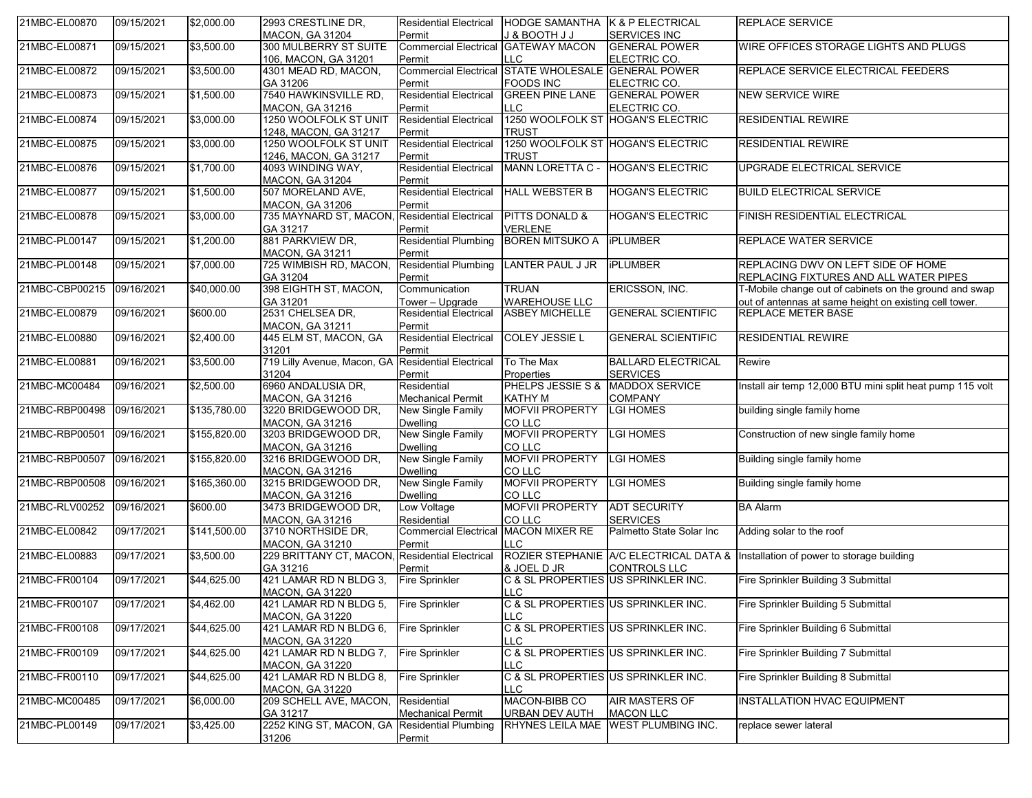| | | | | | | | |
|---|---|---|---|---|---|---|---|
| 21MBC-EL00870 | 09/15/2021 | $2,000.00 | 2993 CRESTLINE DR, MACON, GA 31204 | Residential Electrical Permit | HODGE SAMANTHA J & BOOTH J J | K & P ELECTRICAL SERVICES INC | REPLACE SERVICE |
| 21MBC-EL00871 | 09/15/2021 | $3,500.00 | 300 MULBERRY ST SUITE 106, MACON, GA 31201 | Commercial Electrical Permit | GATEWAY MACON LLC | GENERAL POWER ELECTRIC CO. | WIRE OFFICES STORAGE LIGHTS AND PLUGS |
| 21MBC-EL00872 | 09/15/2021 | $3,500.00 | 4301 MEAD RD, MACON, GA 31206 | Commercial Electrical Permit | STATE WHOLESALE FOODS INC | GENERAL POWER ELECTRIC CO. | REPLACE SERVICE ELECTRICAL FEEDERS |
| 21MBC-EL00873 | 09/15/2021 | $1,500.00 | 7540 HAWKINSVILLE RD, MACON, GA 31216 | Residential Electrical Permit | GREEN PINE LANE LLC | GENERAL POWER ELECTRIC CO. | NEW SERVICE WIRE |
| 21MBC-EL00874 | 09/15/2021 | $3,000.00 | 1250 WOOLFOLK ST UNIT 1248, MACON, GA 31217 | Residential Electrical Permit | 1250 WOOLFOLK ST TRUST | HOGAN'S ELECTRIC | RESIDENTIAL REWIRE |
| 21MBC-EL00875 | 09/15/2021 | $3,000.00 | 1250 WOOLFOLK ST UNIT 1246, MACON, GA 31217 | Residential Electrical Permit | 1250 WOOLFOLK ST TRUST | HOGAN'S ELECTRIC | RESIDENTIAL REWIRE |
| 21MBC-EL00876 | 09/15/2021 | $1,700.00 | 4093 WINDING WAY, MACON, GA 31204 | Residential Electrical Permit | MANN LORETTA C - | HOGAN'S ELECTRIC | UPGRADE ELECTRICAL SERVICE |
| 21MBC-EL00877 | 09/15/2021 | $1,500.00 | 507 MORELAND AVE, MACON, GA 31206 | Residential Electrical Permit | HALL WEBSTER B | HOGAN'S ELECTRIC | BUILD ELECTRICAL SERVICE |
| 21MBC-EL00878 | 09/15/2021 | $3,000.00 | 735 MAYNARD ST, MACON, GA 31217 | Residential Electrical Permit | PITTS DONALD & VERLENE | HOGAN'S ELECTRIC | FINISH RESIDENTIAL ELECTRICAL |
| 21MBC-PL00147 | 09/15/2021 | $1,200.00 | 881 PARKVIEW DR, MACON, GA 31211 | Residential Plumbing Permit | BOREN MITSUKO A | iPLUMBER | REPLACE WATER SERVICE |
| 21MBC-PL00148 | 09/15/2021 | $7,000.00 | 725 WIMBISH RD, MACON, GA 31204 | Residential Plumbing Permit | LANTER PAUL J JR | iPLUMBER | REPLACING DWV ON LEFT SIDE OF HOME REPLACING FIXTURES AND ALL WATER PIPES |
| 21MBC-CBP00215 | 09/16/2021 | $40,000.00 | 398 EIGHTH ST, MACON, GA 31201 | Communication Tower – Upgrade | TRUAN WAREHOUSE LLC | ERICSSON, INC. | T-Mobile change out of cabinets on the ground and swap out of antennas at same height on existing cell tower. |
| 21MBC-EL00879 | 09/16/2021 | $600.00 | 2531 CHELSEA DR, MACON, GA 31211 | Residential Electrical Permit | ASBEY MICHELLE | GENERAL SCIENTIFIC | REPLACE METER BASE |
| 21MBC-EL00880 | 09/16/2021 | $2,400.00 | 445 ELM ST, MACON, GA 31201 | Residential Electrical Permit | COLEY JESSIE L | GENERAL SCIENTIFIC | RESIDENTIAL REWIRE |
| 21MBC-EL00881 | 09/16/2021 | $3,500.00 | 719 Lilly Avenue, Macon, GA 31204 | Residential Electrical Permit | To The Max Properties | BALLARD ELECTRICAL SERVICES | Rewire |
| 21MBC-MC00484 | 09/16/2021 | $2,500.00 | 6960 ANDALUSIA DR, MACON, GA 31216 | Residential Mechanical Permit | PHELPS JESSIE S & KATHY M | MADDOX SERVICE COMPANY | Install air temp 12,000 BTU mini split heat pump 115 volt |
| 21MBC-RBP00498 | 09/16/2021 | $135,780.00 | 3220 BRIDGEWOOD DR, MACON, GA 31216 | New Single Family Dwelling | MOFVII PROPERTY CO LLC | LGI HOMES | building single family home |
| 21MBC-RBP00501 | 09/16/2021 | $155,820.00 | 3203 BRIDGEWOOD DR, MACON, GA 31216 | New Single Family Dwelling | MOFVII PROPERTY CO LLC | LGI HOMES | Construction of new single family home |
| 21MBC-RBP00507 | 09/16/2021 | $155,820.00 | 3216 BRIDGEWOOD DR, MACON, GA 31216 | New Single Family Dwelling | MOFVII PROPERTY CO LLC | LGI HOMES | Building single family home |
| 21MBC-RBP00508 | 09/16/2021 | $165,360.00 | 3215 BRIDGEWOOD DR, MACON, GA 31216 | New Single Family Dwelling | MOFVII PROPERTY CO LLC | LGI HOMES | Building single family home |
| 21MBC-RLV00252 | 09/16/2021 | $600.00 | 3473 BRIDGEWOOD DR, MACON, GA 31216 | Low Voltage Residential | MOFVII PROPERTY CO LLC | ADT SECURITY SERVICES | BA Alarm |
| 21MBC-EL00842 | 09/17/2021 | $141,500.00 | 3710 NORTHSIDE DR, MACON, GA 31210 | Commercial Electrical | MACON MIXER RE LLC | Palmetto State Solar Inc | Adding solar to the roof |
| 21MBC-EL00883 | 09/17/2021 | $3,500.00 | 229 BRITTANY CT, MACON, GA 31216 | Residential Electrical Permit | ROZIER STEPHANIE & JOEL D JR | A/C ELECTRICAL DATA & CONTROLS LLC | Installation of power to storage building |
| 21MBC-FR00104 | 09/17/2021 | $44,625.00 | 421 LAMAR RD N BLDG 3, MACON, GA 31220 | Fire Sprinkler | C & SL PROPERTIES LLC | US SPRINKLER INC. | Fire Sprinkler Building 3 Submittal |
| 21MBC-FR00107 | 09/17/2021 | $4,462.00 | 421 LAMAR RD N BLDG 5, MACON, GA 31220 | Fire Sprinkler | C & SL PROPERTIES LLC | US SPRINKLER INC. | Fire Sprinkler Building 5 Submittal |
| 21MBC-FR00108 | 09/17/2021 | $44,625.00 | 421 LAMAR RD N BLDG 6, MACON, GA 31220 | Fire Sprinkler | C & SL PROPERTIES LLC | US SPRINKLER INC. | Fire Sprinkler Building 6 Submittal |
| 21MBC-FR00109 | 09/17/2021 | $44,625.00 | 421 LAMAR RD N BLDG 7, MACON, GA 31220 | Fire Sprinkler | C & SL PROPERTIES LLC | US SPRINKLER INC. | Fire Sprinkler Building 7 Submittal |
| 21MBC-FR00110 | 09/17/2021 | $44,625.00 | 421 LAMAR RD N BLDG 8, MACON, GA 31220 | Fire Sprinkler | C & SL PROPERTIES LLC | US SPRINKLER INC. | Fire Sprinkler Building 8 Submittal |
| 21MBC-MC00485 | 09/17/2021 | $6,000.00 | 209 SCHELL AVE, MACON, GA 31217 | Residential Mechanical Permit | MACON-BIBB CO URBAN DEV AUTH | AIR MASTERS OF MACON LLC | INSTALLATION HVAC EQUIPMENT |
| 21MBC-PL00149 | 09/17/2021 | $3,425.00 | 2252 KING ST, MACON, GA 31206 | Residential Plumbing Permit | RHYNES LEILA MAE | WEST PLUMBING INC. | replace sewer lateral |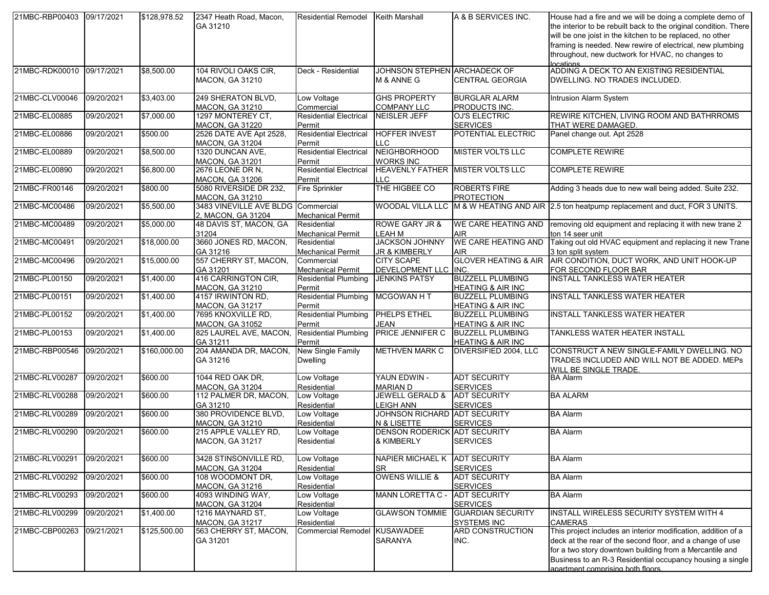| | | | | | | | |
|---|---|---|---|---|---|---|---|
| 21MBC-RBP00403 | 09/17/2021 | $128,978.52 | 2347 Heath Road, Macon, GA 31210 | Residential Remodel | Keith Marshall | A & B SERVICES INC. | House had a fire and we will be doing a complete demo of the interior to be rebuilt back to the original condition. There will be one joist in the kitchen to be replaced, no other framing is needed. New rewire of electrical, new plumbing throughout, new ductwork for HVAC, no changes to locations. |
| 21MBC-RDK00010 | 09/17/2021 | $8,500.00 | 104 RIVOLI OAKS CIR, MACON, GA 31210 | Deck - Residential | JOHNSON STEPHEN M & ANNE G | ARCHADECK OF CENTRAL GEORGIA | ADDING A DECK TO AN EXISTING RESIDENTIAL DWELLING. NO TRADES INCLUDED. |
| 21MBC-CLV00046 | 09/20/2021 | $3,403.00 | 249 SHERATON BLVD, MACON, GA 31210 | Low Voltage Commercial | GHS PROPERTY COMPANY LLC | BURGLAR ALARM PRODUCTS INC. | Intrusion Alarm System |
| 21MBC-EL00885 | 09/20/2021 | $7,000.00 | 1297 MONTEREY CT, MACON, GA 31220 | Residential Electrical Permit | NEISLER JEFF | OJ'S ELECTRIC SERVICES | REWIRE KITCHEN, LIVING ROOM AND BATHRROMS THAT WERE DAMAGED. |
| 21MBC-EL00886 | 09/20/2021 | $500.00 | 2526 DATE AVE Apt 2528, MACON, GA 31204 | Residential Electrical Permit | HOFFER INVEST LLC | POTENTIAL ELECTRIC | Panel change out. Apt 2528 |
| 21MBC-EL00889 | 09/20/2021 | $8,500.00 | 1320 DUNCAN AVE, MACON, GA 31201 | Residential Electrical Permit | NEIGHBORHOOD WORKS INC | MISTER VOLTS LLC | COMPLETE REWIRE |
| 21MBC-EL00890 | 09/20/2021 | $6,800.00 | 2676 LEONE DR N, MACON, GA 31206 | Residential Electrical Permit | HEAVENLY FATHER LLC | MISTER VOLTS LLC | COMPLETE REWIRE |
| 21MBC-FR00146 | 09/20/2021 | $800.00 | 5080 RIVERSIDE DR 232, MACON, GA 31210 | Fire Sprinkler | THE HIGBEE CO | ROBERTS FIRE PROTECTION | Adding 3 heads due to new wall being added. Suite 232. |
| 21MBC-MC00486 | 09/20/2021 | $5,500.00 | 3483 VINEVILLE AVE BLDG 2, MACON, GA 31204 | Commercial Mechanical Permit | WOODAL VILLA LLC | M & W HEATING AND AIR | 2.5 ton heatpump replacement and duct, FOR 3 UNITS. |
| 21MBC-MC00489 | 09/20/2021 | $5,000.00 | 48 DAVIS ST, MACON, GA 31204 | Residential Mechanical Permit | ROWE GARY JR & LEAH M | WE CARE HEATING AND AIR | removing old equipment and replacing it with new trane 2 ton 14 seer unit |
| 21MBC-MC00491 | 09/20/2021 | $18,000.00 | 3660 JONES RD, MACON, GA 31216 | Residential Mechanical Permit | JACKSON JOHNNY JR & KIMBERLY | WE CARE HEATING AND AIR | Taking out old HVAC equipment and replacing it new Trane 3 ton split system |
| 21MBC-MC00496 | 09/20/2021 | $15,000.00 | 557 CHERRY ST, MACON, GA 31201 | Commercial Mechanical Permit | CITY SCAPE DEVELOPMENT LLC | GLOVER HEATING & AIR INC. | AIR CONDITION, DUCT WORK, AND UNIT HOOK-UP FOR SECOND FLOOR BAR |
| 21MBC-PL00150 | 09/20/2021 | $1,400.00 | 416 CARRINGTON CIR, MACON, GA 31210 | Residential Plumbing Permit | JENKINS PATSY | BUZZELL PLUMBING HEATING & AIR INC | INSTALL TANKLESS WATER HEATER |
| 21MBC-PL00151 | 09/20/2021 | $1,400.00 | 4157 IRWINTON RD, MACON, GA 31217 | Residential Plumbing Permit | MCGOWAN H T | BUZZELL PLUMBING HEATING & AIR INC | INSTALL TANKLESS WATER HEATER |
| 21MBC-PL00152 | 09/20/2021 | $1,400.00 | 7695 KNOXVILLE RD, MACON, GA 31052 | Residential Plumbing Permit | PHELPS ETHEL JEAN | BUZZELL PLUMBING HEATING & AIR INC | INSTALL TANKLESS WATER HEATER |
| 21MBC-PL00153 | 09/20/2021 | $1,400.00 | 825 LAUREL AVE, MACON, GA 31211 | Residential Plumbing Permit | PRICE JENNIFER C | BUZZELL PLUMBING HEATING & AIR INC | TANKLESS WATER HEATER INSTALL |
| 21MBC-RBP00546 | 09/20/2021 | $160,000.00 | 204 AMANDA DR, MACON, GA 31216 | New Single Family Dwelling | METHVEN MARK C | DIVERSIFIED 2004, LLC | CONSTRUCT A NEW SINGLE-FAMILY DWELLING. NO TRADES INCLUDED AND WILL NOT BE ADDED. MEPs WILL BE SINGLE TRADE. |
| 21MBC-RLV00287 | 09/20/2021 | $600.00 | 1044 RED OAK DR, MACON, GA 31204 | Low Voltage Residential | YAUN EDWIN - MARIAN D | ADT SECURITY SERVICES | BA Alarm |
| 21MBC-RLV00288 | 09/20/2021 | $600.00 | 112 PALMER DR, MACON, GA 31210 | Low Voltage Residential | JEWELL GERALD & LEIGH ANN | ADT SECURITY SERVICES | BA ALARM |
| 21MBC-RLV00289 | 09/20/2021 | $600.00 | 380 PROVIDENCE BLVD, MACON, GA 31210 | Low Voltage Residential | JOHNSON RICHARD N & LISETTE | ADT SECURITY SERVICES | BA Alarm |
| 21MBC-RLV00290 | 09/20/2021 | $600.00 | 215 APPLE VALLEY RD, MACON, GA 31217 | Low Voltage Residential | DENSON RODERICK & KIMBERLY | ADT SECURITY SERVICES | BA Alarm |
| 21MBC-RLV00291 | 09/20/2021 | $600.00 | 3428 STINSONVILLE RD, MACON, GA 31204 | Low Voltage Residential | NAPIER MICHAEL K SR | ADT SECURITY SERVICES | BA Alarm |
| 21MBC-RLV00292 | 09/20/2021 | $600.00 | 108 WOODMONT DR, MACON, GA 31216 | Low Voltage Residential | OWENS WILLIE & | ADT SECURITY SERVICES | BA Alarm |
| 21MBC-RLV00293 | 09/20/2021 | $600.00 | 4093 WINDING WAY, MACON, GA 31204 | Low Voltage Residential | MANN LORETTA C - | ADT SECURITY SERVICES | BA Alarm |
| 21MBC-RLV00299 | 09/20/2021 | $1,400.00 | 1216 MAYNARD ST, MACON, GA 31217 | Low Voltage Residential | GLAWSON TOMMIE | GUARDIAN SECURITY SYSTEMS INC | INSTALL WIRELESS SECURITY SYSTEM WITH 4 CAMERAS |
| 21MBC-CBP00263 | 09/21/2021 | $125,500.00 | 563 CHERRY ST, MACON, GA 31201 | Commercial Remodel | KUSAWADEE SARANYA | ARD CONSTRUCTION INC. | This project includes an interior modification, addition of a deck at the rear of the second floor, and a change of use for a two story downtown building from a Mercantile and Business to an R-3 Residential occupancy housing a single apartment comprising both floors. |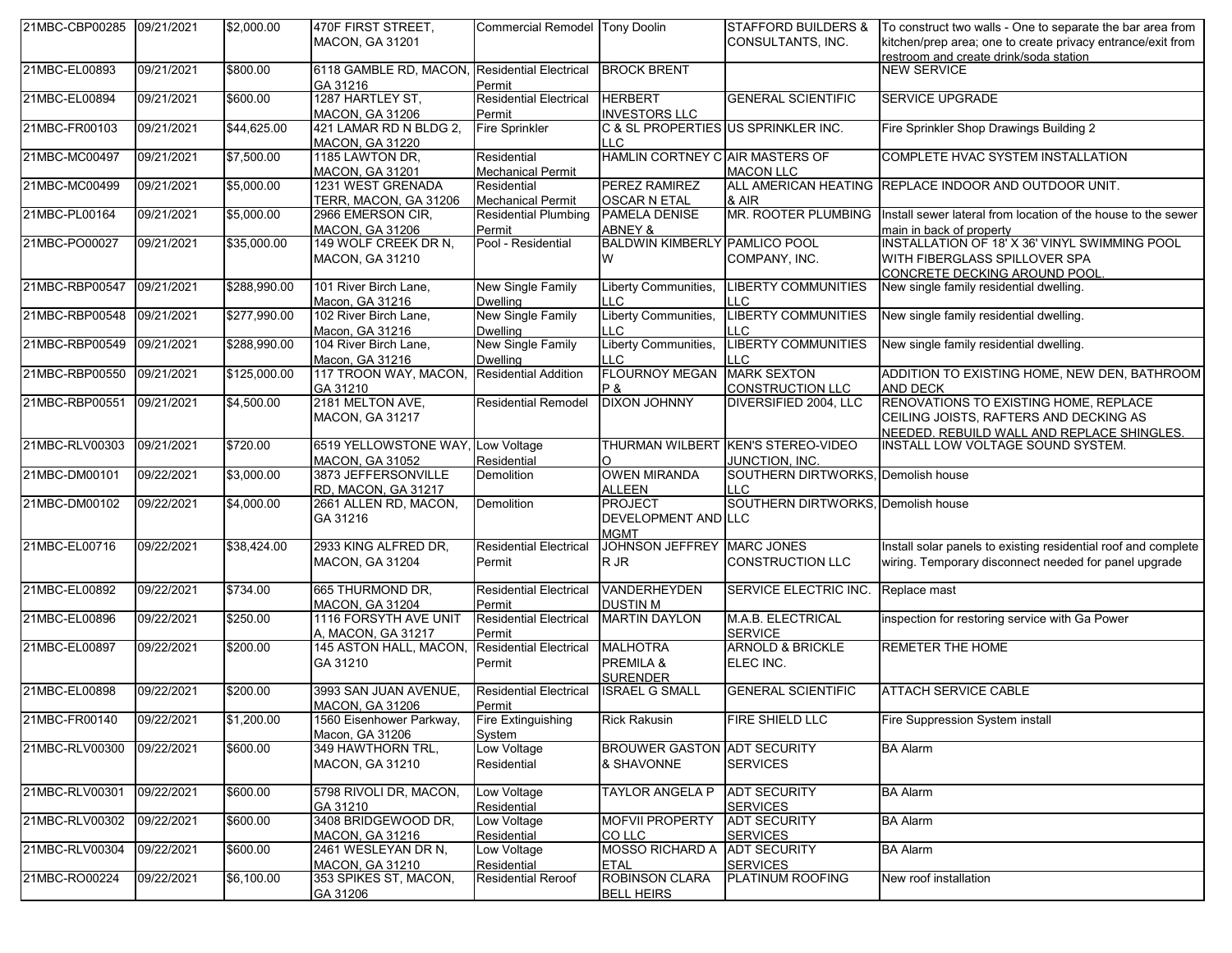| | | | | | | | |
|---|---|---|---|---|---|---|---|
| 21MBC-CBP00285 | 09/21/2021 | $2,000.00 | 470F FIRST STREET, MACON, GA 31201 | Commercial Remodel | Tony Doolin | STAFFORD BUILDERS & CONSULTANTS, INC. | To construct two walls - One to separate the bar area from kitchen/prep area; one to create privacy entrance/exit from restroom and create drink/soda station |
| 21MBC-EL00893 | 09/21/2021 | $800.00 | 6118 GAMBLE RD, MACON, GA 31216 | Residential Electrical Permit | BROCK BRENT | | NEW SERVICE |
| 21MBC-EL00894 | 09/21/2021 | $600.00 | 1287 HARTLEY ST, MACON, GA 31206 | Residential Electrical Permit | HERBERT INVESTORS LLC | GENERAL SCIENTIFIC | SERVICE UPGRADE |
| 21MBC-FR00103 | 09/21/2021 | $44,625.00 | 421 LAMAR RD N BLDG 2, MACON, GA 31220 | Fire Sprinkler | C & SL PROPERTIES LLC | US SPRINKLER INC. | Fire Sprinkler Shop Drawings Building 2 |
| 21MBC-MC00497 | 09/21/2021 | $7,500.00 | 1185 LAWTON DR, MACON, GA 31201 | Residential Mechanical Permit | HAMLIN CORTNEY C | AIR MASTERS OF MACON LLC | COMPLETE HVAC SYSTEM INSTALLATION |
| 21MBC-MC00499 | 09/21/2021 | $5,000.00 | 1231 WEST GRENADA TERR, MACON, GA 31206 | Residential Mechanical Permit | PEREZ RAMIREZ OSCAR N ETAL | ALL AMERICAN HEATING & AIR | REPLACE INDOOR AND OUTDOOR UNIT. |
| 21MBC-PL00164 | 09/21/2021 | $5,000.00 | 2966 EMERSON CIR, MACON, GA 31206 | Residential Plumbing Permit | PAMELA DENISE ABNEY & | MR. ROOTER PLUMBING | Install sewer lateral from location of the house to the sewer main in back of property |
| 21MBC-PO00027 | 09/21/2021 | $35,000.00 | 149 WOLF CREEK DR N, MACON, GA 31210 | Pool - Residential | BALDWIN KIMBERLY W | PAMLICO POOL COMPANY, INC. | INSTALLATION OF 18' X 36' VINYL SWIMMING POOL WITH FIBERGLASS SPILLOVER SPA CONCRETE DECKING AROUND POOL. |
| 21MBC-RBP00547 | 09/21/2021 | $288,990.00 | 101 River Birch Lane, Macon, GA 31216 | New Single Family Dwelling | Liberty Communities, LLC | LIBERTY COMMUNITIES LLC | New single family residential dwelling. |
| 21MBC-RBP00548 | 09/21/2021 | $277,990.00 | 102 River Birch Lane, Macon, GA 31216 | New Single Family Dwelling | Liberty Communities, LLC | LIBERTY COMMUNITIES LLC | New single family residential dwelling. |
| 21MBC-RBP00549 | 09/21/2021 | $288,990.00 | 104 River Birch Lane, Macon, GA 31216 | New Single Family Dwelling | Liberty Communities, LLC | LIBERTY COMMUNITIES LLC | New single family residential dwelling. |
| 21MBC-RBP00550 | 09/21/2021 | $125,000.00 | 117 TROON WAY, MACON, GA 31210 | Residential Addition | FLOURNOY MEGAN P & | MARK SEXTON CONSTRUCTION LLC | ADDITION TO EXISTING HOME, NEW DEN, BATHROOM AND DECK |
| 21MBC-RBP00551 | 09/21/2021 | $4,500.00 | 2181 MELTON AVE, MACON, GA 31217 | Residential Remodel | DIXON JOHNNY | DIVERSIFIED 2004, LLC | RENOVATIONS TO EXISTING HOME, REPLACE CEILING JOISTS, RAFTERS AND DECKING AS NEEDED. REBUILD WALL AND REPLACE SHINGLES. |
| 21MBC-RLV00303 | 09/21/2021 | $720.00 | 6519 YELLOWSTONE WAY, MACON, GA 31052 | Low Voltage Residential | THURMAN WILBERT O | KEN'S STEREO-VIDEO JUNCTION, INC. | INSTALL LOW VOLTAGE SOUND SYSTEM. |
| 21MBC-DM00101 | 09/22/2021 | $3,000.00 | 3873 JEFFERSONVILLE RD, MACON, GA 31217 | Demolition | OWEN MIRANDA ALLEEN | SOUTHERN DIRTWORKS, LLC | Demolish house |
| 21MBC-DM00102 | 09/22/2021 | $4,000.00 | 2661 ALLEN RD, MACON, GA 31216 | Demolition | PROJECT DEVELOPMENT AND MGMT | SOUTHERN DIRTWORKS, LLC | Demolish house |
| 21MBC-EL00716 | 09/22/2021 | $38,424.00 | 2933 KING ALFRED DR, MACON, GA 31204 | Residential Electrical Permit | JOHNSON JEFFREY R JR | MARC JONES CONSTRUCTION LLC | Install solar panels to existing residential roof and complete wiring. Temporary disconnect needed for panel upgrade |
| 21MBC-EL00892 | 09/22/2021 | $734.00 | 665 THURMOND DR, MACON, GA 31204 | Residential Electrical Permit | VANDERHEYDEN DUSTIN M | SERVICE ELECTRIC INC. | Replace mast |
| 21MBC-EL00896 | 09/22/2021 | $250.00 | 1116 FORSYTH AVE UNIT A, MACON, GA 31217 | Residential Electrical Permit | MARTIN DAYLON | M.A.B. ELECTRICAL SERVICE | inspection for restoring service with Ga Power |
| 21MBC-EL00897 | 09/22/2021 | $200.00 | 145 ASTON HALL, MACON, GA 31210 | Residential Electrical Permit | MALHOTRA PREMILA & SURENDER | ARNOLD & BRICKLE ELEC INC. | REMETER THE HOME |
| 21MBC-EL00898 | 09/22/2021 | $200.00 | 3993 SAN JUAN AVENUE, MACON, GA 31206 | Residential Electrical Permit | ISRAEL G SMALL | GENERAL SCIENTIFIC | ATTACH SERVICE CABLE |
| 21MBC-FR00140 | 09/22/2021 | $1,200.00 | 1560 Eisenhower Parkway, Macon, GA 31206 | Fire Extinguishing System | Rick Rakusin | FIRE SHIELD LLC | Fire Suppression System install |
| 21MBC-RLV00300 | 09/22/2021 | $600.00 | 349 HAWTHORN TRL, MACON, GA 31210 | Low Voltage Residential | BROUWER GASTON & SHAVONNE | ADT SECURITY SERVICES | BA Alarm |
| 21MBC-RLV00301 | 09/22/2021 | $600.00 | 5798 RIVOLI DR, MACON, GA 31210 | Low Voltage Residential | TAYLOR ANGELA P | ADT SECURITY SERVICES | BA Alarm |
| 21MBC-RLV00302 | 09/22/2021 | $600.00 | 3408 BRIDGEWOOD DR, MACON, GA 31216 | Low Voltage Residential | MOFVII PROPERTY CO LLC | ADT SECURITY SERVICES | BA Alarm |
| 21MBC-RLV00304 | 09/22/2021 | $600.00 | 2461 WESLEYAN DR N, MACON, GA 31210 | Low Voltage Residential | MOSSO RICHARD A ETAL | ADT SECURITY SERVICES | BA Alarm |
| 21MBC-RO00224 | 09/22/2021 | $6,100.00 | 353 SPIKES ST, MACON, GA 31206 | Residential Reroof | ROBINSON CLARA BELL HEIRS | PLATINUM ROOFING | New roof installation |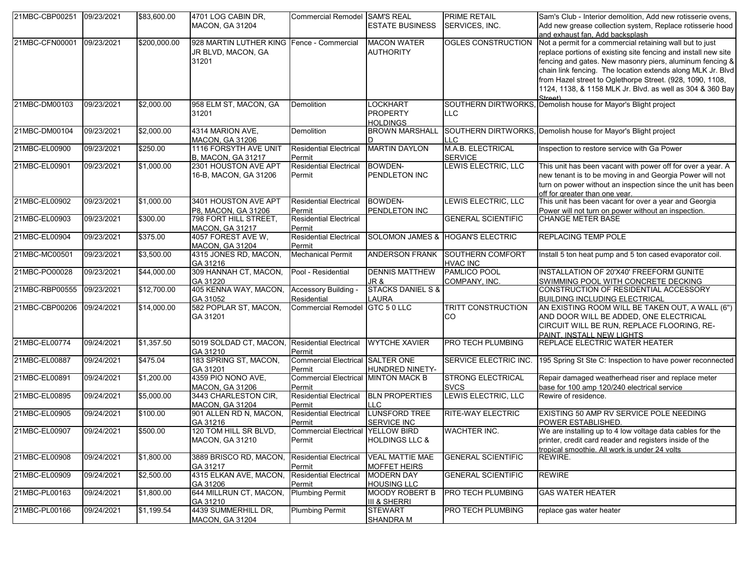| | | | | | | | |
|---|---|---|---|---|---|---|---|
| 21MBC-CBP00251 | 09/23/2021 | $83,600.00 | 4701 LOG CABIN DR, MACON, GA 31204 | Commercial Remodel | SAM'S REAL ESTATE BUSINESS | PRIME RETAIL SERVICES, INC. | Sam's Club - Interior demolition, Add new rotisserie ovens, Add new grease collection system, Replace rotisserie hood and exhaust fan, Add backsplash |
| 21MBC-CFN00001 | 09/23/2021 | $200,000.00 | 928 MARTIN LUTHER KING JR BLVD, MACON, GA 31201 | Fence - Commercial | MACON WATER AUTHORITY | OGLES CONSTRUCTION | Not a permit for a commercial retaining wall but to just replace portions of existing site fencing and install new site fencing and gates. New masonry piers, aluminum fencing & chain link fencing. The location extends along MLK Jr. Blvd from Hazel street to Oglethorpe Street. (928, 1090, 1108, 1124, 1138, & 1158 MLK Jr. Blvd. as well as 304 & 360 Bay Street) |
| 21MBC-DM00103 | 09/23/2021 | $2,000.00 | 958 ELM ST, MACON, GA 31201 | Demolition | LOCKHART PROPERTY HOLDINGS | SOUTHERN DIRTWORKS, LLC | Demolish house for Mayor's Blight project |
| 21MBC-DM00104 | 09/23/2021 | $2,000.00 | 4314 MARION AVE, MACON, GA 31206 | Demolition | BROWN MARSHALL D | SOUTHERN DIRTWORKS, LLC | Demolish house for Mayor's Blight project |
| 21MBC-EL00900 | 09/23/2021 | $250.00 | 1116 FORSYTH AVE UNIT B, MACON, GA 31217 | Residential Electrical Permit | MARTIN DAYLON | M.A.B. ELECTRICAL SERVICE | Inspection to restore service with Ga Power |
| 21MBC-EL00901 | 09/23/2021 | $1,000.00 | 2301 HOUSTON AVE APT 16-B, MACON, GA 31206 | Residential Electrical Permit | BOWDEN-PENDLETON INC | LEWIS ELECTRIC, LLC | This unit has been vacant with power off for over a year. A new tenant is to be moving in and Georgia Power will not turn on power without an inspection since the unit has been off for greater than one year. |
| 21MBC-EL00902 | 09/23/2021 | $1,000.00 | 3401 HOUSTON AVE APT P8, MACON, GA 31206 | Residential Electrical Permit | BOWDEN-PENDLETON INC | LEWIS ELECTRIC, LLC | This unit has been vacant for over a year and Georgia Power will not turn on power without an inspection. |
| 21MBC-EL00903 | 09/23/2021 | $300.00 | 798 FORT HILL STREET, MACON, GA 31217 | Residential Electrical Permit | | GENERAL SCIENTIFIC | CHANGE METER BASE |
| 21MBC-EL00904 | 09/23/2021 | $375.00 | 4057 FOREST AVE W, MACON, GA 31204 | Residential Electrical Permit | SOLOMON JAMES & | HOGAN'S ELECTRIC | REPLACING TEMP POLE |
| 21MBC-MC00501 | 09/23/2021 | $3,500.00 | 4315 JONES RD, MACON, GA 31216 | Mechanical Permit | ANDERSON FRANK | SOUTHERN COMFORT HVAC INC | Install 5 ton heat pump and 5 ton cased evaporator coil. |
| 21MBC-PO00028 | 09/23/2021 | $44,000.00 | 309 HANNAH CT, MACON, GA 31220 | Pool - Residential | DENNIS MATTHEW JR & | PAMLICO POOL COMPANY, INC. | INSTALLATION OF 20'X40' FREEFORM GUNITE SWIMMING POOL WITH CONCRETE DECKING |
| 21MBC-RBP00555 | 09/23/2021 | $12,700.00 | 405 KENNA WAY, MACON, GA 31052 | Accessory Building - Residential | STACKS DANIEL S & LAURA | | CONSTRUCTION OF RESIDENTIAL ACCESSORY BUILDING INCLUDING ELECTRICAL |
| 21MBC-CBP00206 | 09/24/2021 | $14,000.00 | 582 POPLAR ST, MACON, GA 31201 | Commercial Remodel | GTC 5 0 LLC | TRITT CONSTRUCTION CO | AN EXISTING ROOM WILL BE TAKEN OUT, A WALL (6") AND DOOR WILL BE ADDED, ONE ELECTRICAL CIRCUIT WILL BE RUN, REPLACE FLOORING, RE-PAINT, INSTALL NEW LIGHTS |
| 21MBC-EL00774 | 09/24/2021 | $1,357.50 | 5019 SOLDAD CT, MACON, GA 31210 | Residential Electrical Permit | WYTCHE XAVIER | PRO TECH PLUMBING | REPLACE ELECTRIC WATER HEATER |
| 21MBC-EL00887 | 09/24/2021 | $475.04 | 183 SPRING ST, MACON, GA 31201 | Commercial Electrical Permit | SALTER ONE HUNDRED NINETY- | SERVICE ELECTRIC INC. | 195 Spring St Ste C: Inspection to have power reconnected |
| 21MBC-EL00891 | 09/24/2021 | $1,200.00 | 4359 PIO NONO AVE, MACON, GA 31206 | Commercial Electrical Permit | MINTON MACK B | STRONG ELECTRICAL SVCS | Repair damaged weatherhead riser and replace meter base for 100 amp 120/240 electrical service |
| 21MBC-EL00895 | 09/24/2021 | $5,000.00 | 3443 CHARLESTON CIR, MACON, GA 31204 | Residential Electrical Permit | BLN PROPERTIES LLC | LEWIS ELECTRIC, LLC | Rewire of residence. |
| 21MBC-EL00905 | 09/24/2021 | $100.00 | 901 ALLEN RD N, MACON, GA 31216 | Residential Electrical Permit | LUNSFORD TREE SERVICE INC | RITE-WAY ELECTRIC | EXISTING 50 AMP RV SERVICE POLE NEEDING POWER ESTABLISHED. |
| 21MBC-EL00907 | 09/24/2021 | $500.00 | 120 TOM HILL SR BLVD, MACON, GA 31210 | Commercial Electrical Permit | YELLOW BIRD HOLDINGS LLC & | WACHTER INC. | We are installing up to 4 low voltage data cables for the printer, credit card reader and registers inside of the tropical smoothie. All work is under 24 volts |
| 21MBC-EL00908 | 09/24/2021 | $1,800.00 | 3889 BRISCO RD, MACON, GA 31217 | Residential Electrical Permit | VEAL MATTIE MAE MOFFET HEIRS | GENERAL SCIENTIFIC | REWIRE. |
| 21MBC-EL00909 | 09/24/2021 | $2,500.00 | 4315 ELKAN AVE, MACON, GA 31206 | Residential Electrical Permit | MODERN DAY HOUSING LLC | GENERAL SCIENTIFIC | REWIRE |
| 21MBC-PL00163 | 09/24/2021 | $1,800.00 | 644 MILLRUN CT, MACON, GA 31210 | Plumbing Permit | MOODY ROBERT B III & SHERRI | PRO TECH PLUMBING | GAS WATER HEATER |
| 21MBC-PL00166 | 09/24/2021 | $1,199.54 | 4439 SUMMERHILL DR, MACON, GA 31204 | Plumbing Permit | STEWART SHANDRA M | PRO TECH PLUMBING | replace gas water heater |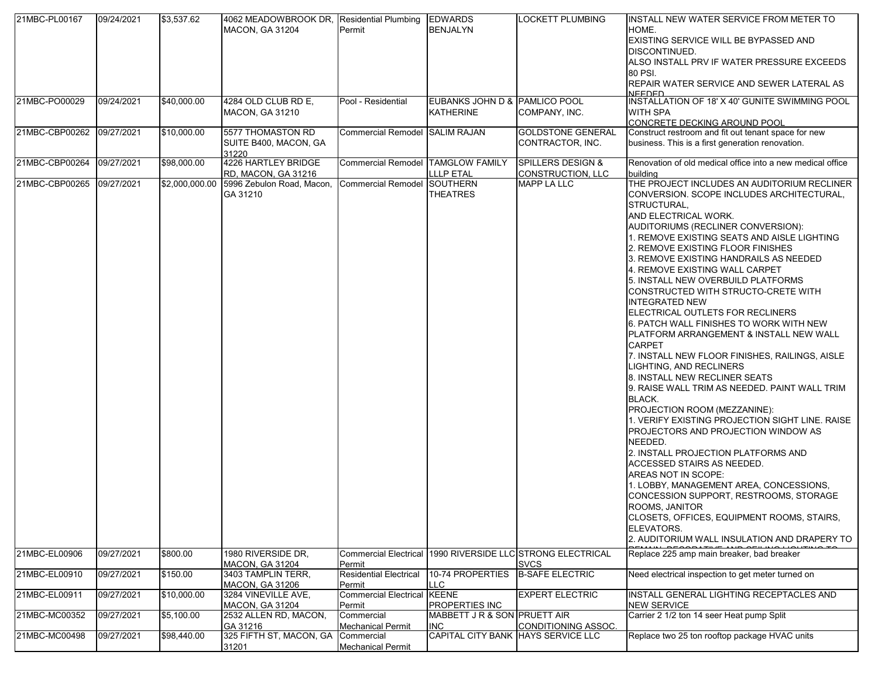| | | | | | | | |
|---|---|---|---|---|---|---|---|
| 21MBC-PL00167 | 09/24/2021 | $3,537.62 | 4062 MEADOWBROOK DR, MACON, GA 31204 | Residential Plumbing Permit | EDWARDS BENJALYN | LOCKETT PLUMBING | INSTALL NEW WATER SERVICE FROM METER TO HOME. EXISTING SERVICE WILL BE BYPASSED AND DISCONTINUED. ALSO INSTALL PRV IF WATER PRESSURE EXCEEDS 80 PSI. REPAIR WATER SERVICE AND SEWER LATERAL AS NEEDED |
| 21MBC-PO00029 | 09/24/2021 | $40,000.00 | 4284 OLD CLUB RD E, MACON, GA 31210 | Pool - Residential | EUBANKS JOHN D & KATHERINE | PAMLICO POOL COMPANY, INC. | INSTALLATION OF 18' X 40' GUNITE SWIMMING POOL WITH SPA CONCRETE DECKING AROUND POOL |
| 21MBC-CBP00262 | 09/27/2021 | $10,000.00 | 5577 THOMASTON RD SUITE B400, MACON, GA 31220 | Commercial Remodel | SALIM RAJAN | GOLDSTONE GENERAL CONTRACTOR, INC. | Construct restroom and fit out tenant space for new business. This is a first generation renovation. |
| 21MBC-CBP00264 | 09/27/2021 | $98,000.00 | 4226 HARTLEY BRIDGE RD, MACON, GA 31216 | Commercial Remodel | TAMGLOW FAMILY LLLP ETAL | SPILLERS DESIGN & CONSTRUCTION, LLC | Renovation of old medical office into a new medical office building |
| 21MBC-CBP00265 | 09/27/2021 | $2,000,000.00 | 5996 Zebulon Road, Macon, GA 31210 | Commercial Remodel | SOUTHERN THEATRES | MAPP LA LLC | THE PROJECT INCLUDES AN AUDITORIUM RECLINER CONVERSION. SCOPE INCLUDES ARCHITECTURAL, STRUCTURAL, AND ELECTRICAL WORK. AUDITORIUMS (RECLINER CONVERSION): 1. REMOVE EXISTING SEATS AND AISLE LIGHTING 2. REMOVE EXISTING FLOOR FINISHES 3. REMOVE EXISTING HANDRAILS AS NEEDED 4. REMOVE EXISTING WALL CARPET 5. INSTALL NEW OVERBUILD PLATFORMS CONSTRUCTED WITH STRUCTO-CRETE WITH INTEGRATED NEW ELECTRICAL OUTLETS FOR RECLINERS 6. PATCH WALL FINISHES TO WORK WITH NEW PLATFORM ARRANGEMENT & INSTALL NEW WALL CARPET 7. INSTALL NEW FLOOR FINISHES, RAILINGS, AISLE LIGHTING, AND RECLINERS 8. INSTALL NEW RECLINER SEATS 9. RAISE WALL TRIM AS NEEDED. PAINT WALL TRIM BLACK. PROJECTION ROOM (MEZZANINE): 1. VERIFY EXISTING PROJECTION SIGHT LINE. RAISE PROJECTORS AND PROJECTION WINDOW AS NEEDED. 2. INSTALL PROJECTION PLATFORMS AND ACCESSED STAIRS AS NEEDED. AREAS NOT IN SCOPE: 1. LOBBY, MANAGEMENT AREA, CONCESSIONS, CONCESSION SUPPORT, RESTROOMS, STORAGE ROOMS, JANITOR CLOSETS, OFFICES, EQUIPMENT ROOMS, STAIRS, ELEVATORS. 2. AUDITORIUM WALL INSULATION AND DRAPERY TO REMAIN. DECORATIVE AND CEILING LIGHTING TO |
| 21MBC-EL00906 | 09/27/2021 | $800.00 | 1980 RIVERSIDE DR, MACON, GA 31204 | Commercial Electrical Permit | 1990 RIVERSIDE LLC | STRONG ELECTRICAL SVCS | Replace 225 amp main breaker, bad breaker |
| 21MBC-EL00910 | 09/27/2021 | $150.00 | 3403 TAMPLIN TERR, MACON, GA 31206 | Residential Electrical Permit | 10-74 PROPERTIES LLC | B-SAFE ELECTRIC | Need electrical inspection to get meter turned on |
| 21MBC-EL00911 | 09/27/2021 | $10,000.00 | 3284 VINEVILLE AVE, MACON, GA 31204 | Commercial Electrical Permit | KEENE PROPERTIES INC | EXPERT ELECTRIC | INSTALL GENERAL LIGHTING RECEPTACLES AND NEW SERVICE |
| 21MBC-MC00352 | 09/27/2021 | $5,100.00 | 2532 ALLEN RD, MACON, GA 31216 | Commercial Mechanical Permit | MABBETT J R & SON INC | PRUETT AIR CONDITIONING ASSOC. | Carrier 2 1/2 ton 14 seer Heat pump Split |
| 21MBC-MC00498 | 09/27/2021 | $98,440.00 | 325 FIFTH ST, MACON, GA 31201 | Commercial Mechanical Permit | CAPITAL CITY BANK | HAYS SERVICE LLC | Replace two 25 ton rooftop package HVAC units |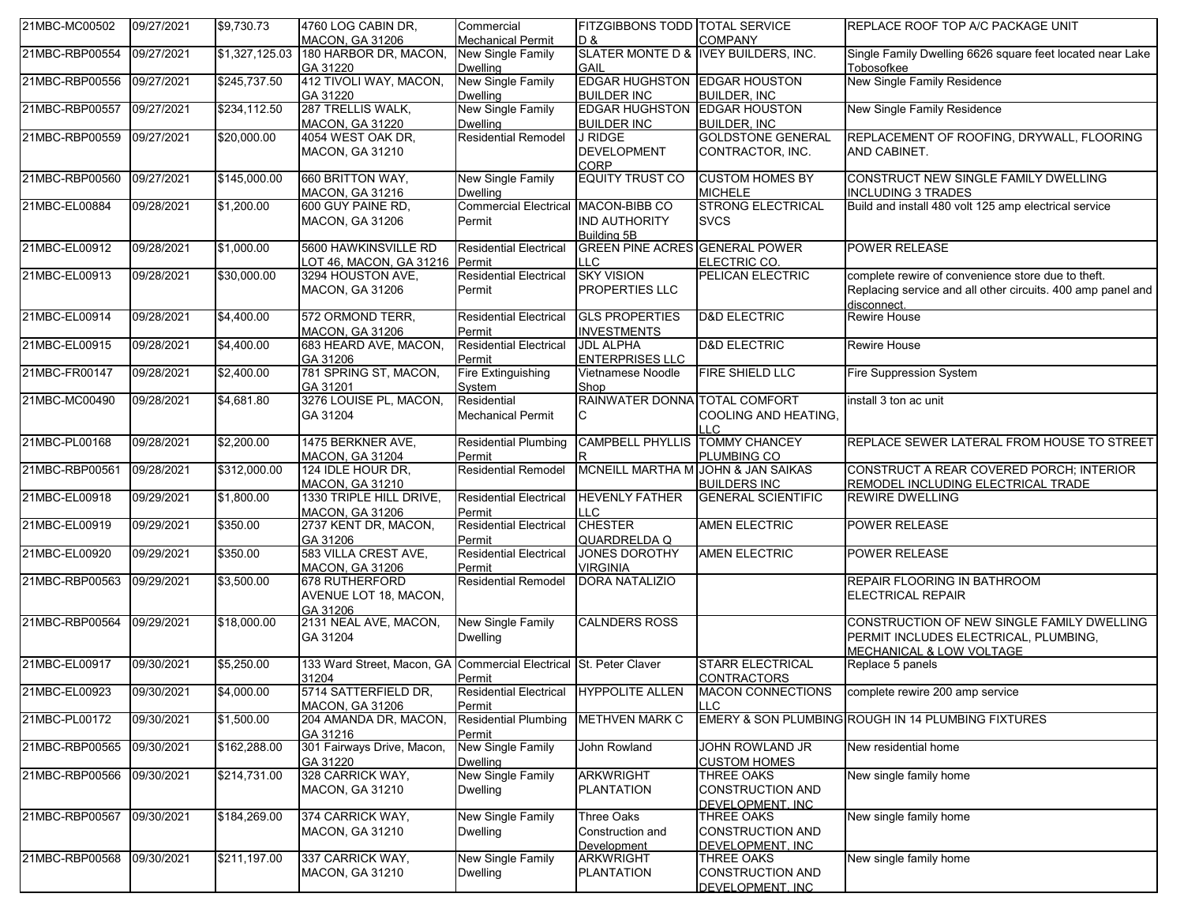| | | | | | | | |
|---|---|---|---|---|---|---|---|
| 21MBC-MC00502 | 09/27/2021 | $9,730.73 | 4760 LOG CABIN DR, MACON, GA 31206 | Commercial Mechanical Permit | FITZGIBBONS TODD D & | TOTAL SERVICE COMPANY | REPLACE ROOF TOP A/C PACKAGE UNIT |
| 21MBC-RBP00554 | 09/27/2021 | $1,327,125.03 | 180 HARBOR DR, MACON, GA 31220 | New Single Family Dwelling | SLATER MONTE D & GAIL | IVEY BUILDERS, INC. | Single Family Dwelling 6626 square feet located near Lake Tobosofkee |
| 21MBC-RBP00556 | 09/27/2021 | $245,737.50 | 412 TIVOLI WAY, MACON, GA 31220 | New Single Family Dwelling | EDGAR HUGHSTON BUILDER INC | EDGAR HOUSTON BUILDER, INC | New Single Family Residence |
| 21MBC-RBP00557 | 09/27/2021 | $234,112.50 | 287 TRELLIS WALK, MACON, GA 31220 | New Single Family Dwelling | EDGAR HUGHSTON BUILDER INC | EDGAR HOUSTON BUILDER, INC | New Single Family Residence |
| 21MBC-RBP00559 | 09/27/2021 | $20,000.00 | 4054 WEST OAK DR, MACON, GA 31210 | Residential Remodel | J RIDGE DEVELOPMENT CORP | GOLDSTONE GENERAL CONTRACTOR, INC. | REPLACEMENT OF ROOFING, DRYWALL, FLOORING AND CABINET. |
| 21MBC-RBP00560 | 09/27/2021 | $145,000.00 | 660 BRITTON WAY, MACON, GA 31216 | New Single Family Dwelling | EQUITY TRUST CO | CUSTOM HOMES BY MICHELE | CONSTRUCT NEW SINGLE FAMILY DWELLING INCLUDING 3 TRADES |
| 21MBC-EL00884 | 09/28/2021 | $1,200.00 | 600 GUY PAINE RD, MACON, GA 31206 | Commercial Electrical Permit | MACON-BIBB CO IND AUTHORITY Building 5B | STRONG ELECTRICAL SVCS | Build and install 480 volt 125 amp electrical service |
| 21MBC-EL00912 | 09/28/2021 | $1,000.00 | 5600 HAWKINSVILLE RD LOT 46, MACON, GA 31216 | Residential Electrical Permit | GREEN PINE ACRES LLC | GENERAL POWER ELECTRIC CO. | POWER RELEASE |
| 21MBC-EL00913 | 09/28/2021 | $30,000.00 | 3294 HOUSTON AVE, MACON, GA 31206 | Residential Electrical Permit | SKY VISION PROPERTIES LLC | PELICAN ELECTRIC | complete rewire of convenience store due to theft. Replacing service and all other circuits. 400 amp panel and disconnect. |
| 21MBC-EL00914 | 09/28/2021 | $4,400.00 | 572 ORMOND TERR, MACON, GA 31206 | Residential Electrical Permit | GLS PROPERTIES INVESTMENTS | D&D ELECTRIC | Rewire House |
| 21MBC-EL00915 | 09/28/2021 | $4,400.00 | 683 HEARD AVE, MACON, GA 31206 | Residential Electrical Permit | JDL ALPHA ENTERPRISES LLC | D&D ELECTRIC | Rewire House |
| 21MBC-FR00147 | 09/28/2021 | $2,400.00 | 781 SPRING ST, MACON, GA 31201 | Fire Extinguishing System | Vietnamese Noodle Shop | FIRE SHIELD LLC | Fire Suppression System |
| 21MBC-MC00490 | 09/28/2021 | $4,681.80 | 3276 LOUISE PL, MACON, GA 31204 | Residential Mechanical Permit | RAINWATER DONNA C | TOTAL COMFORT COOLING AND HEATING, LLC | install 3 ton ac unit |
| 21MBC-PL00168 | 09/28/2021 | $2,200.00 | 1475 BERKNER AVE, MACON, GA 31204 | Residential Plumbing Permit | CAMPBELL PHYLLIS R | TOMMY CHANCEY PLUMBING CO | REPLACE SEWER LATERAL FROM HOUSE TO STREET |
| 21MBC-RBP00561 | 09/28/2021 | $312,000.00 | 124 IDLE HOUR DR, MACON, GA 31210 | Residential Remodel | MCNEILL MARTHA M | JOHN & JAN SAIKAS BUILDERS INC | CONSTRUCT A REAR COVERED PORCH; INTERIOR REMODEL INCLUDING ELECTRICAL TRADE |
| 21MBC-EL00918 | 09/29/2021 | $1,800.00 | 1330 TRIPLE HILL DRIVE, MACON, GA 31206 | Residential Electrical Permit | HEVENLY FATHER LLC | GENERAL SCIENTIFIC | REWIRE DWELLING |
| 21MBC-EL00919 | 09/29/2021 | $350.00 | 2737 KENT DR, MACON, GA 31206 | Residential Electrical Permit | CHESTER QUARDRELDA Q | AMEN ELECTRIC | POWER RELEASE |
| 21MBC-EL00920 | 09/29/2021 | $350.00 | 583 VILLA CREST AVE, MACON, GA 31206 | Residential Electrical Permit | JONES DOROTHY VIRGINIA | AMEN ELECTRIC | POWER RELEASE |
| 21MBC-RBP00563 | 09/29/2021 | $3,500.00 | 678 RUTHERFORD AVENUE LOT 18, MACON, GA 31206 | Residential Remodel | DORA NATALIZIO | | REPAIR FLOORING IN BATHROOM ELECTRICAL REPAIR |
| 21MBC-RBP00564 | 09/29/2021 | $18,000.00 | 2131 NEAL AVE, MACON, GA 31204 | New Single Family Dwelling | CALNDERS ROSS | | CONSTRUCTION OF NEW SINGLE FAMILY DWELLING PERMIT INCLUDES ELECTRICAL, PLUMBING, MECHANICAL & LOW VOLTAGE |
| 21MBC-EL00917 | 09/30/2021 | $5,250.00 | 133 Ward Street, Macon, GA 31204 | Commercial Electrical Permit | St. Peter Claver | STARR ELECTRICAL CONTRACTORS | Replace 5 panels |
| 21MBC-EL00923 | 09/30/2021 | $4,000.00 | 5714 SATTERFIELD DR, MACON, GA 31206 | Residential Electrical Permit | HYPPOLITE ALLEN | MACON CONNECTIONS LLC | complete rewire 200 amp service |
| 21MBC-PL00172 | 09/30/2021 | $1,500.00 | 204 AMANDA DR, MACON, GA 31216 | Residential Plumbing Permit | METHVEN MARK C | EMERY & SON PLUMBING | ROUGH IN 14 PLUMBING FIXTURES |
| 21MBC-RBP00565 | 09/30/2021 | $162,288.00 | 301 Fairways Drive, Macon, GA 31220 | New Single Family Dwelling | John Rowland | JOHN ROWLAND JR CUSTOM HOMES | New residential home |
| 21MBC-RBP00566 | 09/30/2021 | $214,731.00 | 328 CARRICK WAY, MACON, GA 31210 | New Single Family Dwelling | ARKWRIGHT PLANTATION | THREE OAKS CONSTRUCTION AND DEVELOPMENT, INC | New single family home |
| 21MBC-RBP00567 | 09/30/2021 | $184,269.00 | 374 CARRICK WAY, MACON, GA 31210 | New Single Family Dwelling | Three Oaks Construction and Development | THREE OAKS CONSTRUCTION AND DEVELOPMENT, INC | New single family home |
| 21MBC-RBP00568 | 09/30/2021 | $211,197.00 | 337 CARRICK WAY, MACON, GA 31210 | New Single Family Dwelling | ARKWRIGHT PLANTATION | THREE OAKS CONSTRUCTION AND DEVELOPMENT, INC | New single family home |